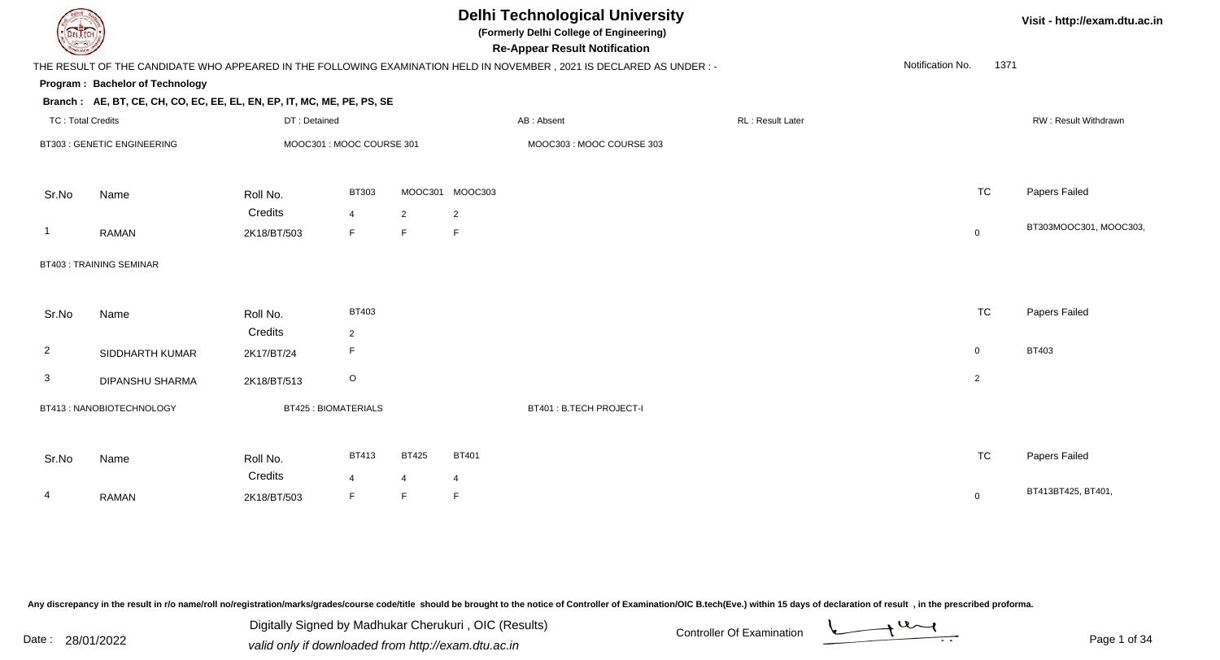# Delhi Technological University

**(Formerly Delhi College of Engineering)**

**Re-Appear Result Notification**

Visit - http://exam.dtu.ac.in

THE RESULT OF THE CANDIDATE WHO APPEARED IN THE FOLLOWING EXAMINATION HELD IN NOVEMBER , 2021 IS DECLARED AS UNDER : -

Notification No. 1371

**Program : Bachelor of Technology**

**Branch : AE, BT, CE, CH, CO, EC, EE, EL, EN, EP, IT, MC, ME, PE, PS, SE**

TC : Total Credits | DT : Detained | AB : Absent | RL : Result Later | RW : Result Withdrawn

BT303 : GENETIC ENGINEERING | MOOC301 : MOOC COURSE 301 | MOOC303 : MOOC COURSE 303

| Sr.No | Name | Roll No. | BT303 | MOOC301 | MOOC303 | TC | Papers Failed |
|---|---|---|---|---|---|---|---|
| | | Credits | 4 | 2 | 2 | | |
| 1 | RAMAN | 2K18/BT/503 | F | F | F | 0 | BT303MOOC301, MOOC303, |

BT403 : TRAINING SEMINAR

| Sr.No | Name | Roll No. | BT403 | TC | Papers Failed |
|---|---|---|---|---|---|
| | | Credits | 2 | | |
| 2 | SIDDHARTH KUMAR | 2K17/BT/24 | F | 0 | BT403 |
| 3 | DIPANSHU SHARMA | 2K18/BT/513 | O | 2 | |

BT413 : NANOBIOTECHNOLOGY | BT425 : BIOMATERIALS | BT401 : B.TECH PROJECT-I

| Sr.No | Name | Roll No. | BT413 | BT425 | BT401 | TC | Papers Failed |
|---|---|---|---|---|---|---|---|
| | | Credits | 4 | 4 | 4 | | |
| 4 | RAMAN | 2K18/BT/503 | F | F | F | 0 | BT413BT425, BT401, |

Any discrepancy in the result in r/o name/roll no/registration/marks/grades/course code/title should be brought to the notice of Controller of Examination/OIC B.tech(Eve.) within 15 days of declaration of result , in the prescribed proforma.

Date : 28/01/2022

Digitally Signed by Madhukar Cherukuri , OIC (Results)
valid only if downloaded from http://exam.dtu.ac.in

Controller Of Examination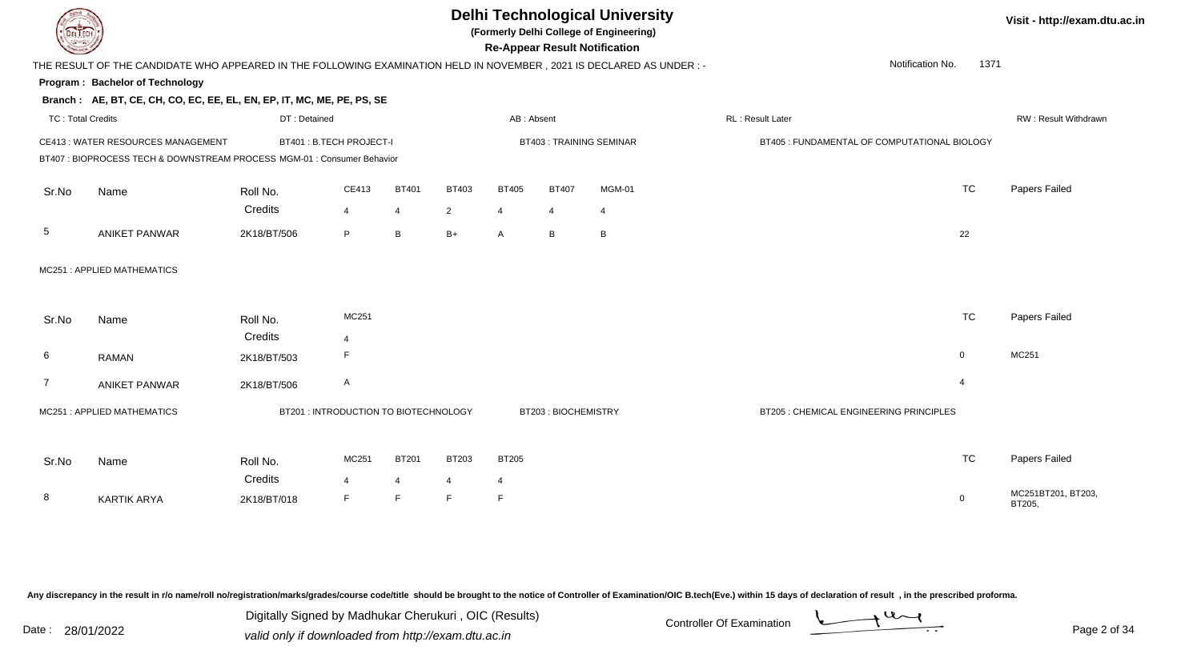# Delhi Technological University

(Formerly Delhi College of Engineering)

**Re-Appear Result Notification**

THE RESULT OF THE CANDIDATE WHO APPEARED IN THE FOLLOWING EXAMINATION HELD IN NOVEMBER , 2021 IS DECLARED AS UNDER : -

Notification No. 1371

**Program : Bachelor of Technology**

**Branch : AE, BT, CE, CH, CO, EC, EE, EL, EN, EP, IT, MC, ME, PE, PS, SE**

TC : Total Credits | DT : Detained | AB : Absent | RL : Result Later | RW : Result Withdrawn

CE413 : WATER RESOURCES MANAGEMENT | BT401 : B.TECH PROJECT-I | BT403 : TRAINING SEMINAR | BT405 : FUNDAMENTAL OF COMPUTATIONAL BIOLOGY
BT407 : BIOPROCESS TECH & DOWNSTREAM PROCESS MGM-01 : Consumer Behavior

| Sr.No | Name | Roll No. | CE413 | BT401 | BT403 | BT405 | BT407 | MGM-01 | TC | Papers Failed |
|---|---|---|---|---|---|---|---|---|---|---|
| | | Credits | 4 | 4 | 2 | 4 | 4 | 4 | | |
| 5 | ANIKET PANWAR | 2K18/BT/506 | P | B | B+ | A | B | B | 22 | |

MC251 : APPLIED MATHEMATICS

| Sr.No | Name | Roll No. | MC251 | TC | Papers Failed |
|---|---|---|---|---|---|
| | | Credits | 4 | | |
| 6 | RAMAN | 2K18/BT/503 | F | 0 | MC251 |
| 7 | ANIKET PANWAR | 2K18/BT/506 | A | 4 | |

MC251 : APPLIED MATHEMATICS | BT201 : INTRODUCTION TO BIOTECHNOLOGY | BT203 : BIOCHEMISTRY | BT205 : CHEMICAL ENGINEERING PRINCIPLES

| Sr.No | Name | Roll No. | MC251 | BT201 | BT203 | BT205 | TC | Papers Failed |
|---|---|---|---|---|---|---|---|---|
| | | Credits | 4 | 4 | 4 | 4 | | |
| 8 | KARTIK ARYA | 2K18/BT/018 | F | F | F | F | 0 | MC251BT201, BT203, BT205, |

Any discrepancy in the result in r/o name/roll no/registration/marks/grades/course code/title should be brought to the notice of Controller of Examination/OIC B.tech(Eve.) within 15 days of declaration of result , in the prescribed proforma.

Date : 28/01/2022

Digitally Signed by Madhukar Cherukuri , OIC (Results)
valid only if downloaded from http://exam.dtu.ac.in

Controller Of Examination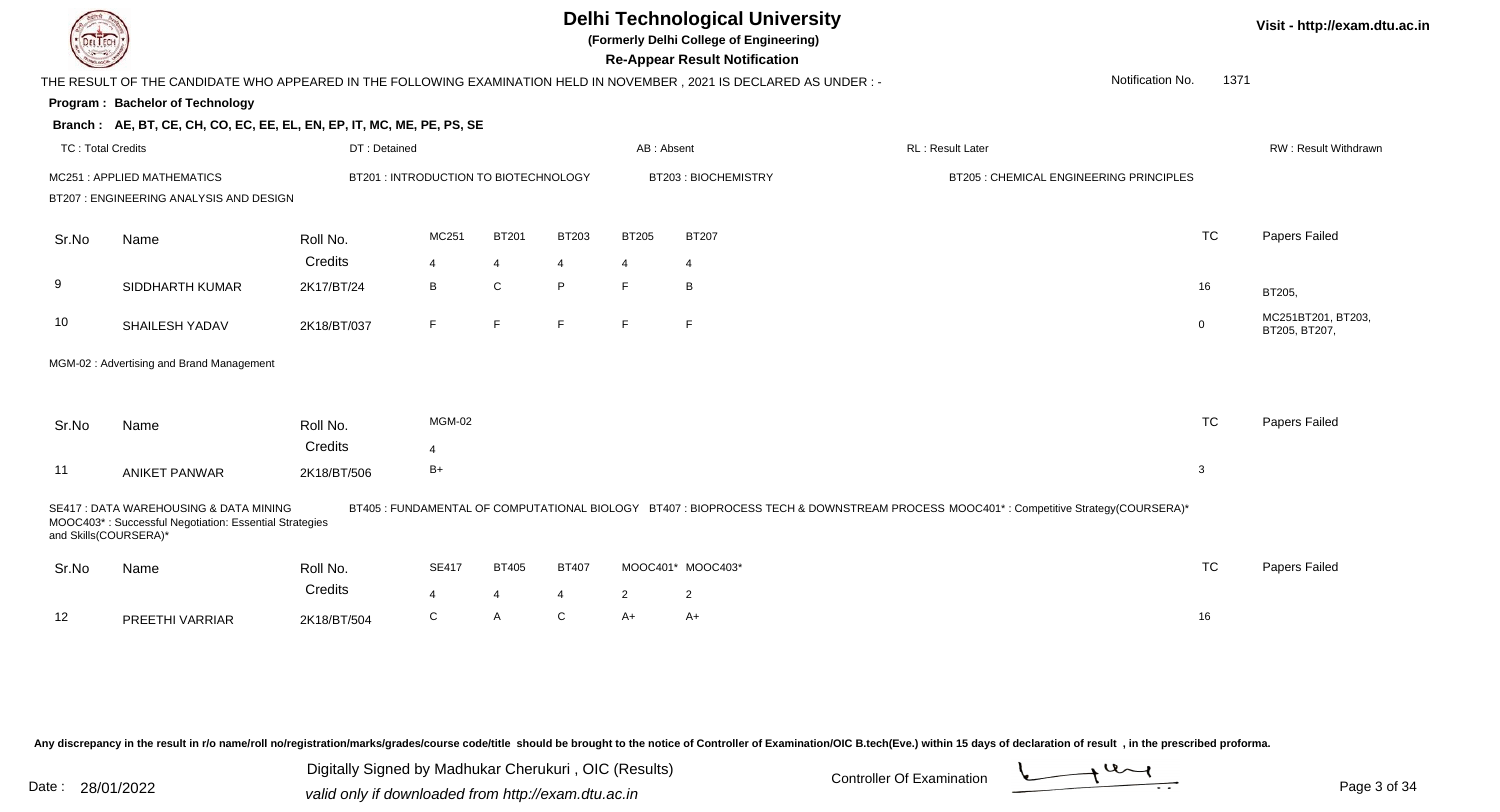# Delhi Technological University

**(Formerly Delhi College of Engineering)**

**Re-Appear Result Notification**

Visit - http://exam.dtu.ac.in

THE RESULT OF THE CANDIDATE WHO APPEARED IN THE FOLLOWING EXAMINATION HELD IN NOVEMBER , 2021 IS DECLARED AS UNDER : -

Notification No. 1371

**Program : Bachelor of Technology**

**Branch : AE, BT, CE, CH, CO, EC, EE, EL, EN, EP, IT, MC, ME, PE, PS, SE**

TC : Total Credits | DT : Detained | AB : Absent | RL : Result Later | RW : Result Withdrawn

MC251 : APPLIED MATHEMATICS | BT201 : INTRODUCTION TO BIOTECHNOLOGY | BT203 : BIOCHEMISTRY | BT205 : CHEMICAL ENGINEERING PRINCIPLES

BT207 : ENGINEERING ANALYSIS AND DESIGN

| Sr.No | Name | Roll No. | MC251 | BT201 | BT203 | BT205 | BT207 | TC | Papers Failed |
|---|---|---|---|---|---|---|---|---|---|
| | | Credits | 4 | 4 | 4 | 4 | 4 | | |
| 9 | SIDDHARTH KUMAR | 2K17/BT/24 | B | C | P | F | B | 16 | BT205, |
| 10 | SHAILESH YADAV | 2K18/BT/037 | F | F | F | F | F | 0 | MC251BT201, BT203, BT205, BT207, |

MGM-02 : Advertising and Brand Management

| Sr.No | Name | Roll No. | MGM-02 | TC | Papers Failed |
|---|---|---|---|---|---|
| | | Credits | 4 | | |
| 11 | ANIKET PANWAR | 2K18/BT/506 | B+ | 3 | |

SE417 : DATA WAREHOUSING & DATA MINING | BT405 : FUNDAMENTAL OF COMPUTATIONAL BIOLOGY | BT407 : BIOPROCESS TECH & DOWNSTREAM PROCESS | MOOC401* : Competitive Strategy(COURSERA)* | MOOC403* : Successful Negotiation: Essential Strategies and Skills(COURSERA)*

| Sr.No | Name | Roll No. | SE417 | BT405 | BT407 | MOOC401* | MOOC403* | TC | Papers Failed |
|---|---|---|---|---|---|---|---|---|---|
| | | Credits | 4 | 4 | 4 | 2 | 2 | | |
| 12 | PREETHI VARRIAR | 2K18/BT/504 | C | A | C | A+ | A+ | 16 | |

Any discrepancy in the result in r/o name/roll no/registration/marks/grades/course code/title should be brought to the notice of Controller of Examination/OIC B.tech(Eve.) within 15 days of declaration of result , in the prescribed proforma.

Date : 28/01/2022

Digitally Signed by Madhukar Cherukuri , OIC (Results)
valid only if downloaded from http://exam.dtu.ac.in

Controller Of Examination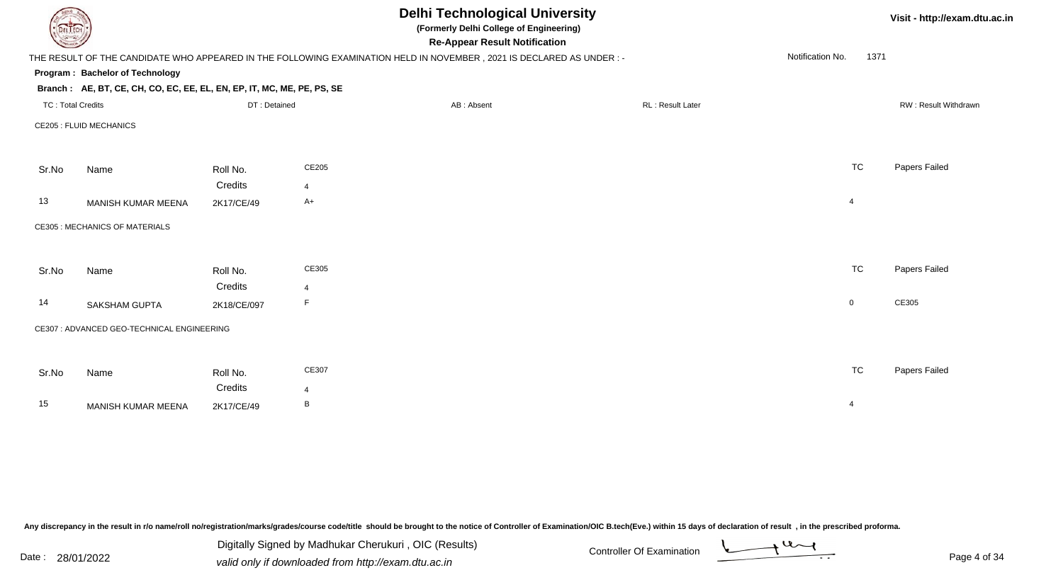# Delhi Technological University

**(Formerly Delhi College of Engineering)**

**Re-Appear Result Notification**

THE RESULT OF THE CANDIDATE WHO APPEARED IN THE FOLLOWING EXAMINATION HELD IN NOVEMBER , 2021 IS DECLARED AS UNDER : -

Notification No. 1371

**Program : Bachelor of Technology**

**Branch : AE, BT, CE, CH, CO, EC, EE, EL, EN, EP, IT, MC, ME, PE, PS, SE**

TC : Total Credits | DT : Detained | AB : Absent | RL : Result Later | RW : Result Withdrawn

CE205 : FLUID MECHANICS

| Sr.No | Name | Roll No. | CE205 | TC | Papers Failed |
|---|---|---|---|---|---|
| | | Credits | 4 | | |
| 13 | MANISH KUMAR MEENA | 2K17/CE/49 | A+ | 4 | |

CE305 : MECHANICS OF MATERIALS

| Sr.No | Name | Roll No. | CE305 | TC | Papers Failed |
|---|---|---|---|---|---|
| | | Credits | 4 | | |
| 14 | SAKSHAM GUPTA | 2K18/CE/097 | F | 0 | CE305 |

CE307 : ADVANCED GEO-TECHNICAL ENGINEERING

| Sr.No | Name | Roll No. | CE307 | TC | Papers Failed |
|---|---|---|---|---|---|
| | | Credits | 4 | | |
| 15 | MANISH KUMAR MEENA | 2K17/CE/49 | B | 4 | |

Any discrepancy in the result in r/o name/roll no/registration/marks/grades/course code/title should be brought to the notice of Controller of Examination/OIC B.tech(Eve.) within 15 days of declaration of result , in the prescribed proforma.

Date : 28/01/2022

Digitally Signed by Madhukar Cherukuri , OIC (Results)
valid only if downloaded from http://exam.dtu.ac.in

Controller Of Examination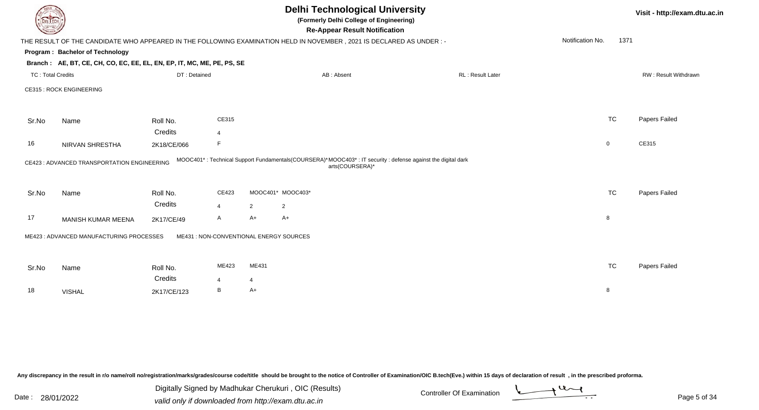# Delhi Technological University

**(Formerly Delhi College of Engineering)**

**Re-Appear Result Notification**

Visit - http://exam.dtu.ac.in

THE RESULT OF THE CANDIDATE WHO APPEARED IN THE FOLLOWING EXAMINATION HELD IN NOVEMBER , 2021 IS DECLARED AS UNDER : -

Notification No. 1371

**Program : Bachelor of Technology**

**Branch : AE, BT, CE, CH, CO, EC, EE, EL, EN, EP, IT, MC, ME, PE, PS, SE**

TC : Total Credits | DT : Detained | AB : Absent | RL : Result Later | RW : Result Withdrawn

CE315 : ROCK ENGINEERING

| Sr.No | Name | Roll No. | CE315 | TC | Papers Failed |
|---|---|---|---|---|---|
| | | Credits | 4 | | |
| 16 | NIRVAN SHRESTHA | 2K18/CE/066 | F | 0 | CE315 |

CE423 : ADVANCED TRANSPORTATION ENGINEERING

MOOC401* : Technical Support Fundamentals(COURSERA)* MOOC403* : IT security : defense against the digital dark arts(COURSERA)*

| Sr.No | Name | Roll No. | CE423 | MOOC401* | MOOC403* | TC | Papers Failed |
|---|---|---|---|---|---|---|---|
| | | Credits | 4 | 2 | 2 | | |
| 17 | MANISH KUMAR MEENA | 2K17/CE/49 | A | A+ | A+ | 8 | |

ME423 : ADVANCED MANUFACTURING PROCESSES

ME431 : NON-CONVENTIONAL ENERGY SOURCES

| Sr.No | Name | Roll No. | ME423 | ME431 | TC | Papers Failed |
|---|---|---|---|---|---|---|
| | | Credits | 4 | 4 | | |
| 18 | VISHAL | 2K17/CE/123 | B | A+ | 8 | |

Any discrepancy in the result in r/o name/roll no/registration/marks/grades/course code/title should be brought to the notice of Controller of Examination/OIC B.tech(Eve.) within 15 days of declaration of result , in the prescribed proforma.

Date : 28/01/2022

Digitally Signed by Madhukar Cherukuri , OIC (Results)
valid only if downloaded from http://exam.dtu.ac.in

Controller Of Examination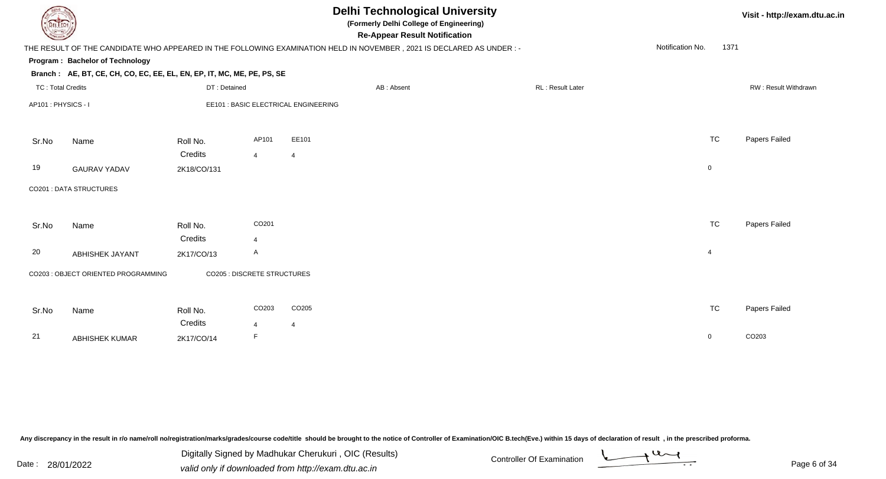# Delhi Technological University

**(Formerly Delhi College of Engineering)**

**Re-Appear Result Notification**

Visit - http://exam.dtu.ac.in

THE RESULT OF THE CANDIDATE WHO APPEARED IN THE FOLLOWING EXAMINATION HELD IN NOVEMBER , 2021 IS DECLARED AS UNDER : -

Notification No. 1371

**Program : Bachelor of Technology**

**Branch : AE, BT, CE, CH, CO, EC, EE, EL, EN, EP, IT, MC, ME, PE, PS, SE**

TC : Total Credits | DT : Detained | AB : Absent | RL : Result Later | RW : Result Withdrawn

AP101 : PHYSICS - I | EE101 : BASIC ELECTRICAL ENGINEERING

| Sr.No | Name | Roll No. | AP101 | EE101 | TC | Papers Failed |
|---|---|---|---|---|---|---|
| | | Credits | 4 | 4 | | |
| 19 | GAURAV YADAV | 2K18/CO/131 | | | 0 | |

CO201 : DATA STRUCTURES

| Sr.No | Name | Roll No. | CO201 | TC | Papers Failed |
|---|---|---|---|---|---|
| | | Credits | 4 | | |
| 20 | ABHISHEK JAYANT | 2K17/CO/13 | A | 4 | |

CO203 : OBJECT ORIENTED PROGRAMMING | CO205 : DISCRETE STRUCTURES

| Sr.No | Name | Roll No. | CO203 | CO205 | TC | Papers Failed |
|---|---|---|---|---|---|---|
| | | Credits | 4 | 4 | | |
| 21 | ABHISHEK KUMAR | 2K17/CO/14 | F | | 0 | CO203 |

Any discrepancy in the result in r/o name/roll no/registration/marks/grades/course code/title should be brought to the notice of Controller of Examination/OIC B.tech(Eve.) within 15 days of declaration of result , in the prescribed proforma.

Date : 28/01/2022

Digitally Signed by Madhukar Cherukuri , OIC (Results)
valid only if downloaded from http://exam.dtu.ac.in

Controller Of Examination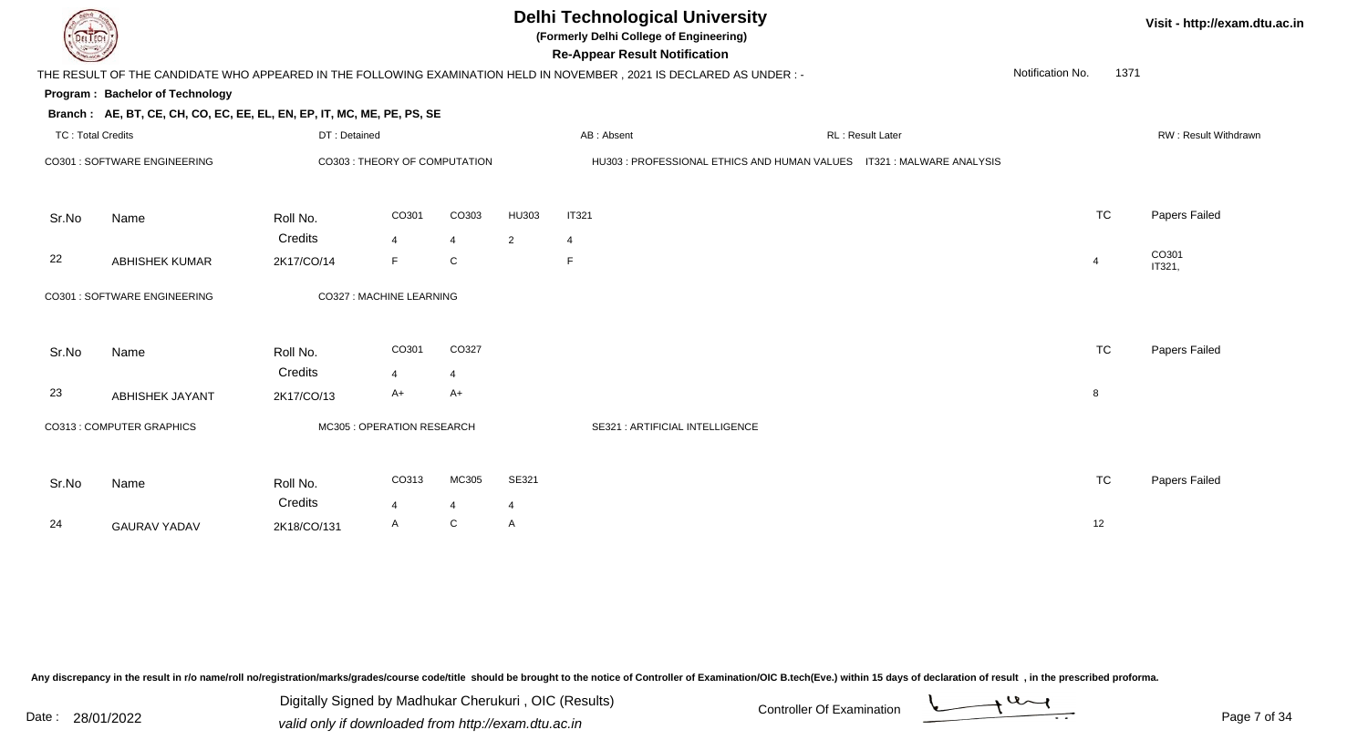# Delhi Technological University

**(Formerly Delhi College of Engineering)**

**Re-Appear Result Notification**

Visit - http://exam.dtu.ac.in

THE RESULT OF THE CANDIDATE WHO APPEARED IN THE FOLLOWING EXAMINATION HELD IN NOVEMBER , 2021 IS DECLARED AS UNDER : -

Notification No. 1371

**Program : Bachelor of Technology**

**Branch : AE, BT, CE, CH, CO, EC, EE, EL, EN, EP, IT, MC, ME, PE, PS, SE**

TC : Total Credits | DT : Detained | AB : Absent | RL : Result Later | RW : Result Withdrawn

CO301 : SOFTWARE ENGINEERING | CO303 : THEORY OF COMPUTATION | HU303 : PROFESSIONAL ETHICS AND HUMAN VALUES | IT321 : MALWARE ANALYSIS

| Sr.No | Name | Roll No. | CO301 | CO303 | HU303 | IT321 | TC | Papers Failed |
|---|---|---|---|---|---|---|---|---|
| | | Credits | 4 | 4 | 2 | 4 | | |
| 22 | ABHISHEK KUMAR | 2K17/CO/14 | F | C | | F | 4 | CO301 IT321, |

CO301 : SOFTWARE ENGINEERING | CO327 : MACHINE LEARNING

| Sr.No | Name | Roll No. | CO301 | CO327 | TC | Papers Failed |
|---|---|---|---|---|---|---|
| | | Credits | 4 | 4 | | |
| 23 | ABHISHEK JAYANT | 2K17/CO/13 | A+ | A+ | 8 | |

CO313 : COMPUTER GRAPHICS | MC305 : OPERATION RESEARCH | SE321 : ARTIFICIAL INTELLIGENCE

| Sr.No | Name | Roll No. | CO313 | MC305 | SE321 | TC | Papers Failed |
|---|---|---|---|---|---|---|---|
| | | Credits | 4 | 4 | 4 | | |
| 24 | GAURAV YADAV | 2K18/CO/131 | A | C | A | 12 | |

Any discrepancy in the result in r/o name/roll no/registration/marks/grades/course code/title should be brought to the notice of Controller of Examination/OIC B.tech(Eve.) within 15 days of declaration of result , in the prescribed proforma.

Date : 28/01/2022

Digitally Signed by Madhukar Cherukuri , OIC (Results)
valid only if downloaded from http://exam.dtu.ac.in

Controller Of Examination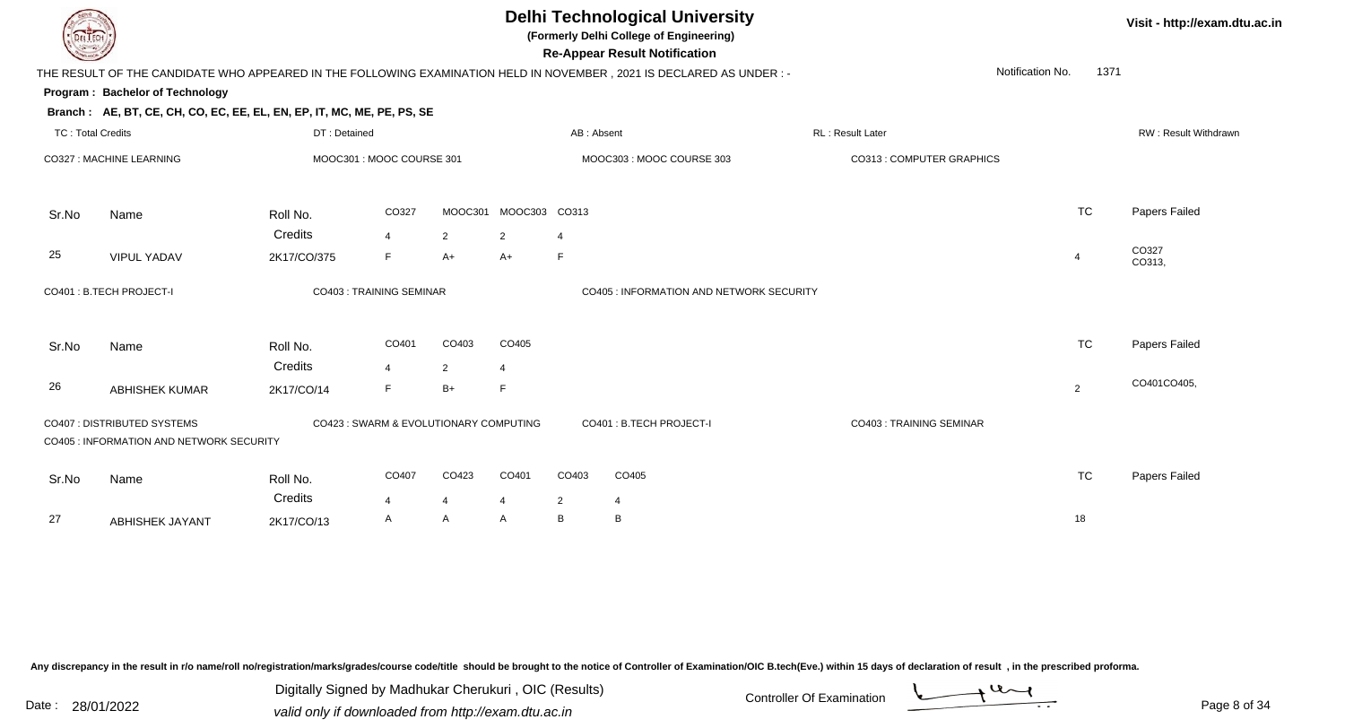# Delhi Technological University

**(Formerly Delhi College of Engineering)**

**Re-Appear Result Notification**

Visit - http://exam.dtu.ac.in

THE RESULT OF THE CANDIDATE WHO APPEARED IN THE FOLLOWING EXAMINATION HELD IN NOVEMBER , 2021 IS DECLARED AS UNDER : -

Notification No. 1371

**Program : Bachelor of Technology**

**Branch : AE, BT, CE, CH, CO, EC, EE, EL, EN, EP, IT, MC, ME, PE, PS, SE**

TC : Total Credits | DT : Detained | AB : Absent | RL : Result Later | RW : Result Withdrawn

CO327 : MACHINE LEARNING | MOOC301 : MOOC COURSE 301 | MOOC303 : MOOC COURSE 303 | CO313 : COMPUTER GRAPHICS

| Sr.No | Name | Roll No. | CO327 | MOOC301 | MOOC303 | CO313 | TC | Papers Failed |
|---|---|---|---|---|---|---|---|---|
| | | Credits | 4 | 2 | 2 | 4 | | |
| 25 | VIPUL YADAV | 2K17/CO/375 | F | A+ | A+ | F | 4 | CO327 CO313, |

CO401 : B.TECH PROJECT-I | CO403 : TRAINING SEMINAR | CO405 : INFORMATION AND NETWORK SECURITY

| Sr.No | Name | Roll No. | CO401 | CO403 | CO405 | TC | Papers Failed |
|---|---|---|---|---|---|---|---|
| | | Credits | 4 | 2 | 4 | | |
| 26 | ABHISHEK KUMAR | 2K17/CO/14 | F | B+ | F | 2 | CO401CO405, |

CO407 : DISTRIBUTED SYSTEMS | CO423 : SWARM & EVOLUTIONARY COMPUTING | CO401 : B.TECH PROJECT-I | CO403 : TRAINING SEMINAR | CO405 : INFORMATION AND NETWORK SECURITY

| Sr.No | Name | Roll No. | CO407 | CO423 | CO401 | CO403 | CO405 | TC | Papers Failed |
|---|---|---|---|---|---|---|---|---|---|
| | | Credits | 4 | 4 | 4 | 2 | 4 | | |
| 27 | ABHISHEK JAYANT | 2K17/CO/13 | A | A | A | B | B | 18 | |

Any discrepancy in the result in r/o name/roll no/registration/marks/grades/course code/title should be brought to the notice of Controller of Examination/OIC B.tech(Eve.) within 15 days of declaration of result , in the prescribed proforma.

Date : 28/01/2022

Digitally Signed by Madhukar Cherukuri , OIC (Results)
valid only if downloaded from http://exam.dtu.ac.in

Controller Of Examination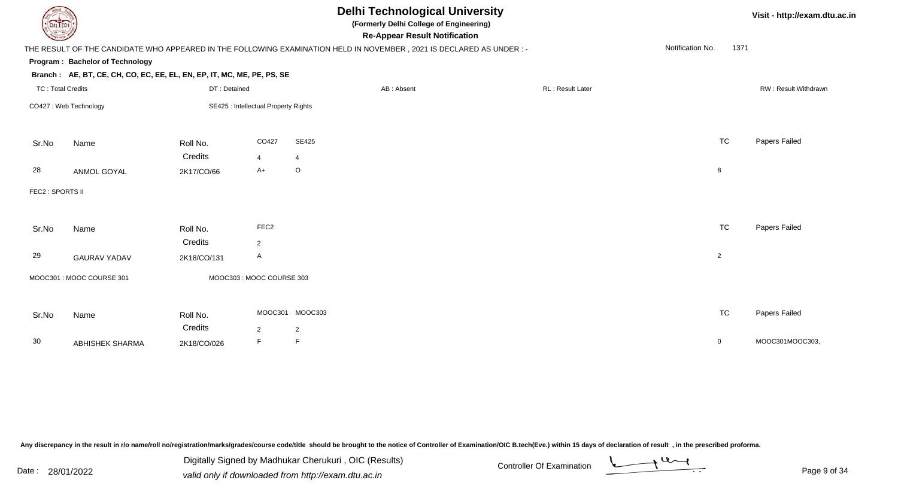# Delhi Technological University

**(Formerly Delhi College of Engineering)**

**Re-Appear Result Notification**

THE RESULT OF THE CANDIDATE WHO APPEARED IN THE FOLLOWING EXAMINATION HELD IN NOVEMBER , 2021 IS DECLARED AS UNDER : -

Notification No. 1371

**Program : Bachelor of Technology**

**Branch : AE, BT, CE, CH, CO, EC, EE, EL, EN, EP, IT, MC, ME, PE, PS, SE**

TC : Total Credits | DT : Detained | AB : Absent | RL : Result Later | RW : Result Withdrawn

CO427 : Web Technology | SE425 : Intellectual Property Rights

| Sr.No | Name | Roll No. | CO427 | SE425 | TC | Papers Failed |
|---|---|---|---|---|---|---|
| | | Credits | 4 | 4 | | |
| 28 | ANMOL GOYAL | 2K17/CO/66 | A+ | O | 8 | |

FEC2 : SPORTS II

| Sr.No | Name | Roll No. | FEC2 | TC | Papers Failed |
|---|---|---|---|---|---|
| | | Credits | 2 | | |
| 29 | GAURAV YADAV | 2K18/CO/131 | A | 2 | |

MOOC301 : MOOC COURSE 301 | MOOC303 : MOOC COURSE 303

| Sr.No | Name | Roll No. | MOOC301 | MOOC303 | TC | Papers Failed |
|---|---|---|---|---|---|---|
| | | Credits | 2 | 2 | | |
| 30 | ABHISHEK SHARMA | 2K18/CO/026 | F | F | 0 | MOOC301MOOC303, |

Any discrepancy in the result in r/o name/roll no/registration/marks/grades/course code/title should be brought to the notice of Controller of Examination/OIC B.tech(Eve.) within 15 days of declaration of result , in the prescribed proforma.

Date : 28/01/2022

Digitally Signed by Madhukar Cherukuri , OIC (Results)
valid only if downloaded from http://exam.dtu.ac.in

Controller Of Examination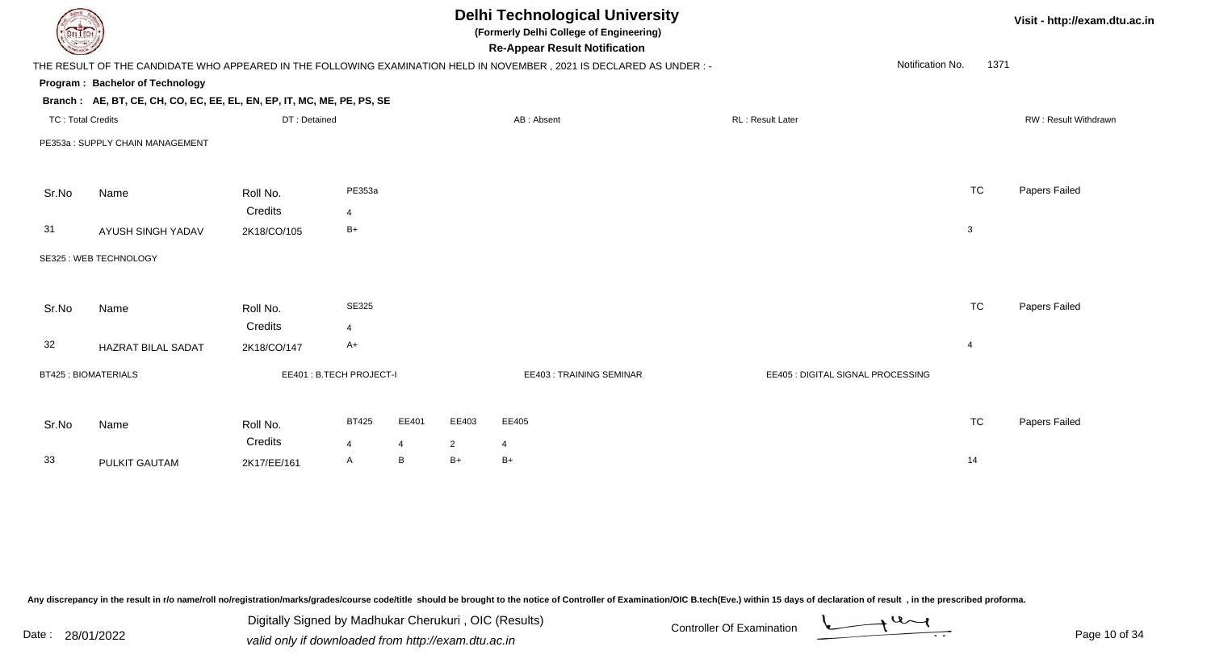# Delhi Technological University

**(Formerly Delhi College of Engineering)**

**Re-Appear Result Notification**

Visit - http://exam.dtu.ac.in

THE RESULT OF THE CANDIDATE WHO APPEARED IN THE FOLLOWING EXAMINATION HELD IN NOVEMBER , 2021 IS DECLARED AS UNDER : -

Notification No. 1371

**Program : Bachelor of Technology**

**Branch : AE, BT, CE, CH, CO, EC, EE, EL, EN, EP, IT, MC, ME, PE, PS, SE**

TC : Total Credits | DT : Detained | AB : Absent | RL : Result Later | RW : Result Withdrawn

PE353a : SUPPLY CHAIN MANAGEMENT

| Sr.No | Name | Roll No. | PE353a | TC | Papers Failed |
|---|---|---|---|---|---|
| | | Credits | 4 | | |
| 31 | AYUSH SINGH YADAV | 2K18/CO/105 | B+ | 3 | |

SE325 : WEB TECHNOLOGY

| Sr.No | Name | Roll No. | SE325 | TC | Papers Failed |
|---|---|---|---|---|---|
| | | Credits | 4 | | |
| 32 | HAZRAT BILAL SADAT | 2K18/CO/147 | A+ | 4 | |

BT425 : BIOMATERIALS | EE401 : B.TECH PROJECT-I | EE403 : TRAINING SEMINAR | EE405 : DIGITAL SIGNAL PROCESSING

| Sr.No | Name | Roll No. | BT425 | EE401 | EE403 | EE405 | TC | Papers Failed |
|---|---|---|---|---|---|---|---|---|
| | | Credits | 4 | 4 | 2 | 4 | | |
| 33 | PULKIT GAUTAM | 2K17/EE/161 | A | B | B+ | B+ | 14 | |

Any discrepancy in the result in r/o name/roll no/registration/marks/grades/course code/title should be brought to the notice of Controller of Examination/OIC B.tech(Eve.) within 15 days of declaration of result , in the prescribed proforma.

Date : 28/01/2022

Digitally Signed by Madhukar Cherukuri , OIC (Results)

valid only if downloaded from http://exam.dtu.ac.in

Controller Of Examination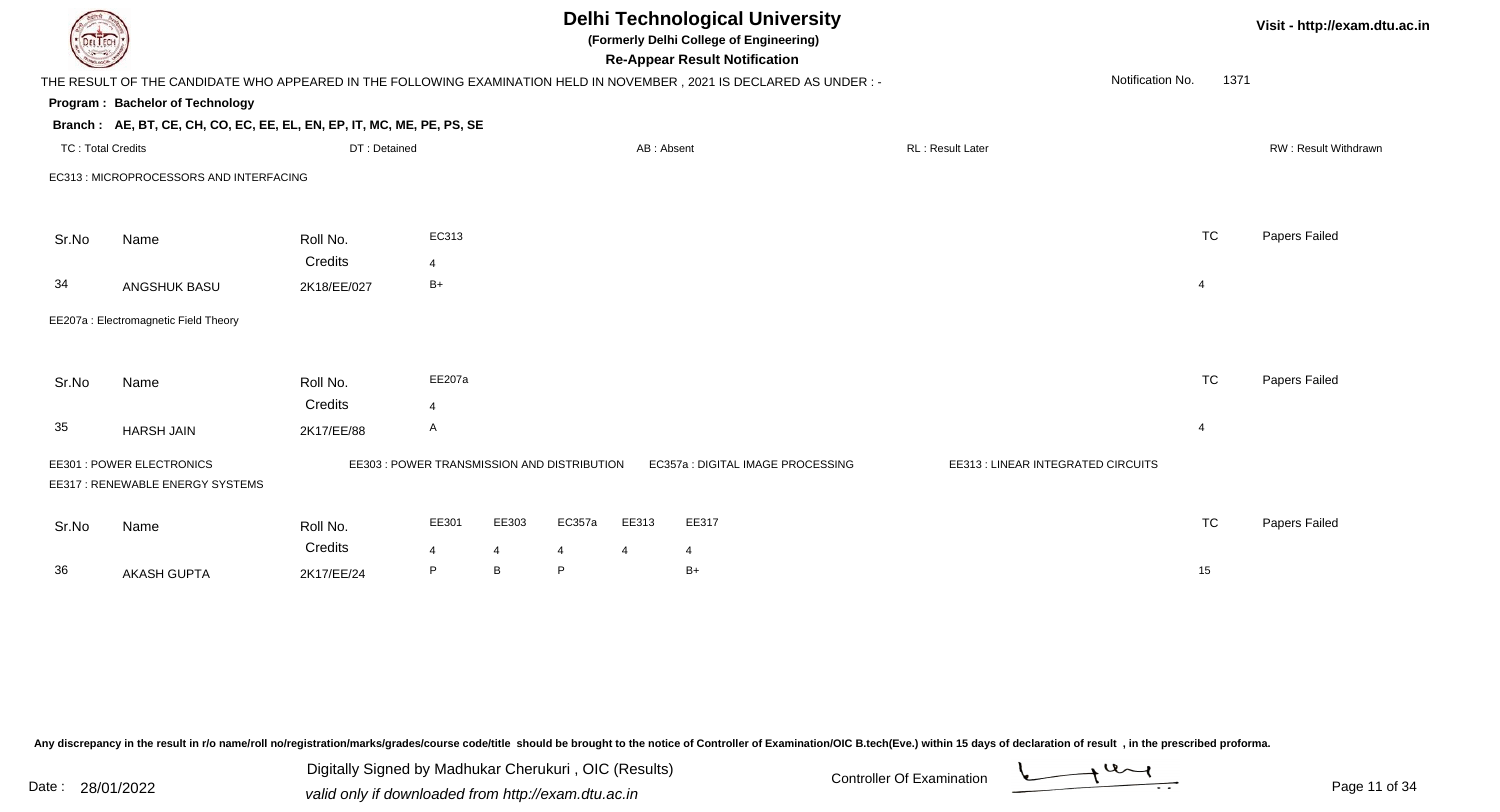# Delhi Technological University

**(Formerly Delhi College of Engineering)**

**Re-Appear Result Notification**

Visit - http://exam.dtu.ac.in

THE RESULT OF THE CANDIDATE WHO APPEARED IN THE FOLLOWING EXAMINATION HELD IN NOVEMBER , 2021 IS DECLARED AS UNDER : -

Notification No. 1371

**Program : Bachelor of Technology**

**Branch : AE, BT, CE, CH, CO, EC, EE, EL, EN, EP, IT, MC, ME, PE, PS, SE**

TC : Total Credits | DT : Detained | AB : Absent | RL : Result Later | RW : Result Withdrawn

EC313 : MICROPROCESSORS AND INTERFACING

| Sr.No | Name | Roll No. | EC313 | TC | Papers Failed |
|---|---|---|---|---|---|
| | | Credits | 4 | | |
| 34 | ANGSHUK BASU | 2K18/EE/027 | B+ | 4 | |

EE207a : Electromagnetic Field Theory

| Sr.No | Name | Roll No. | EE207a | TC | Papers Failed |
|---|---|---|---|---|---|
| | | Credits | 4 | | |
| 35 | HARSH JAIN | 2K17/EE/88 | A | 4 | |

EE301 : POWER ELECTRONICS
EE303 : POWER TRANSMISSION AND DISTRIBUTION
EC357a : DIGITAL IMAGE PROCESSING
EE313 : LINEAR INTEGRATED CIRCUITS
EE317 : RENEWABLE ENERGY SYSTEMS

| Sr.No | Name | Roll No. | EE301 | EE303 | EC357a | EE313 | EE317 | TC | Papers Failed |
|---|---|---|---|---|---|---|---|---|---|
| | | Credits | 4 | 4 | 4 | 4 | 4 | | |
| 36 | AKASH GUPTA | 2K17/EE/24 | P | B | P | | B+ | 15 | |

Any discrepancy in the result in r/o name/roll no/registration/marks/grades/course code/title should be brought to the notice of Controller of Examination/OIC B.tech(Eve.) within 15 days of declaration of result , in the prescribed proforma.

Date : 28/01/2022

Digitally Signed by Madhukar Cherukuri , OIC (Results)
valid only if downloaded from http://exam.dtu.ac.in

Controller Of Examination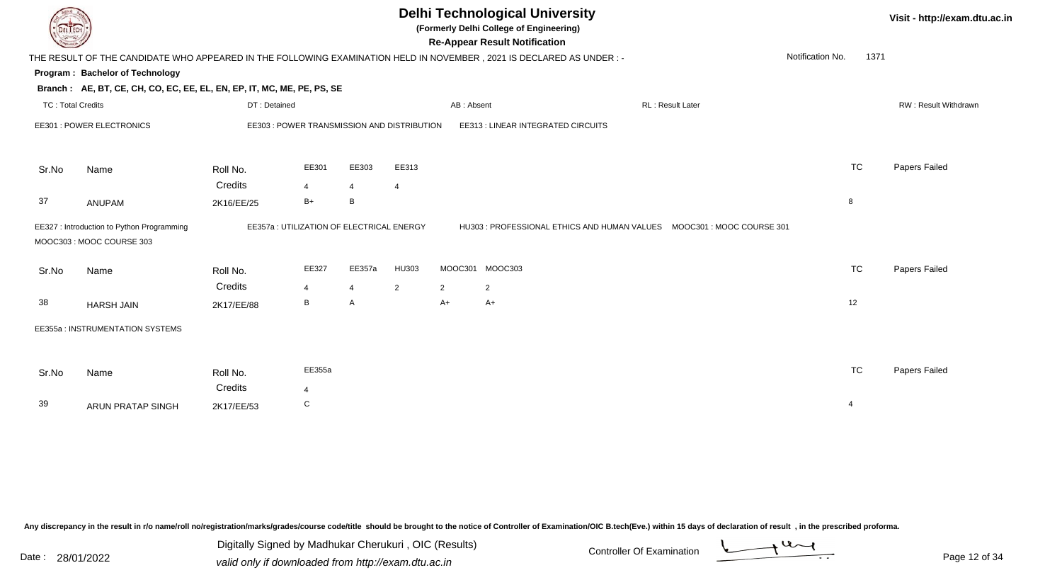# Delhi Technological University

**(Formerly Delhi College of Engineering)**

**Re-Appear Result Notification**

Visit - http://exam.dtu.ac.in

THE RESULT OF THE CANDIDATE WHO APPEARED IN THE FOLLOWING EXAMINATION HELD IN NOVEMBER , 2021 IS DECLARED AS UNDER : -

Notification No. 1371

**Program : Bachelor of Technology**

**Branch : AE, BT, CE, CH, CO, EC, EE, EL, EN, EP, IT, MC, ME, PE, PS, SE**

TC : Total Credits | DT : Detained | AB : Absent | RL : Result Later | RW : Result Withdrawn

EE301 : POWER ELECTRONICS | EE303 : POWER TRANSMISSION AND DISTRIBUTION | EE313 : LINEAR INTEGRATED CIRCUITS

| Sr.No | Name | Roll No. | EE301 | EE303 | EE313 | TC | Papers Failed |
|---|---|---|---|---|---|---|---|
| | | Credits | 4 | 4 | 4 | | |
| 37 | ANUPAM | 2K16/EE/25 | B+ | B | | 8 | |

EE327 : Introduction to Python Programming | EE357a : UTILIZATION OF ELECTRICAL ENERGY | HU303 : PROFESSIONAL ETHICS AND HUMAN VALUES | MOOC301 : MOOC COURSE 301 | MOOC303 : MOOC COURSE 303

| Sr.No | Name | Roll No. | EE327 | EE357a | HU303 | MOOC301 | MOOC303 | TC | Papers Failed |
|---|---|---|---|---|---|---|---|---|---|
| | | Credits | 4 | 4 | 2 | 2 | 2 | | |
| 38 | HARSH JAIN | 2K17/EE/88 | B | A | | A+ | A+ | 12 | |

EE355a : INSTRUMENTATION SYSTEMS

| Sr.No | Name | Roll No. | EE355a | TC | Papers Failed |
|---|---|---|---|---|---|
| | | Credits | 4 | | |
| 39 | ARUN PRATAP SINGH | 2K17/EE/53 | C | 4 | |

Any discrepancy in the result in r/o name/roll no/registration/marks/grades/course code/title should be brought to the notice of Controller of Examination/OIC B.tech(Eve.) within 15 days of declaration of result , in the prescribed proforma.

Date : 28/01/2022

Digitally Signed by Madhukar Cherukuri , OIC (Results)
valid only if downloaded from http://exam.dtu.ac.in

Controller Of Examination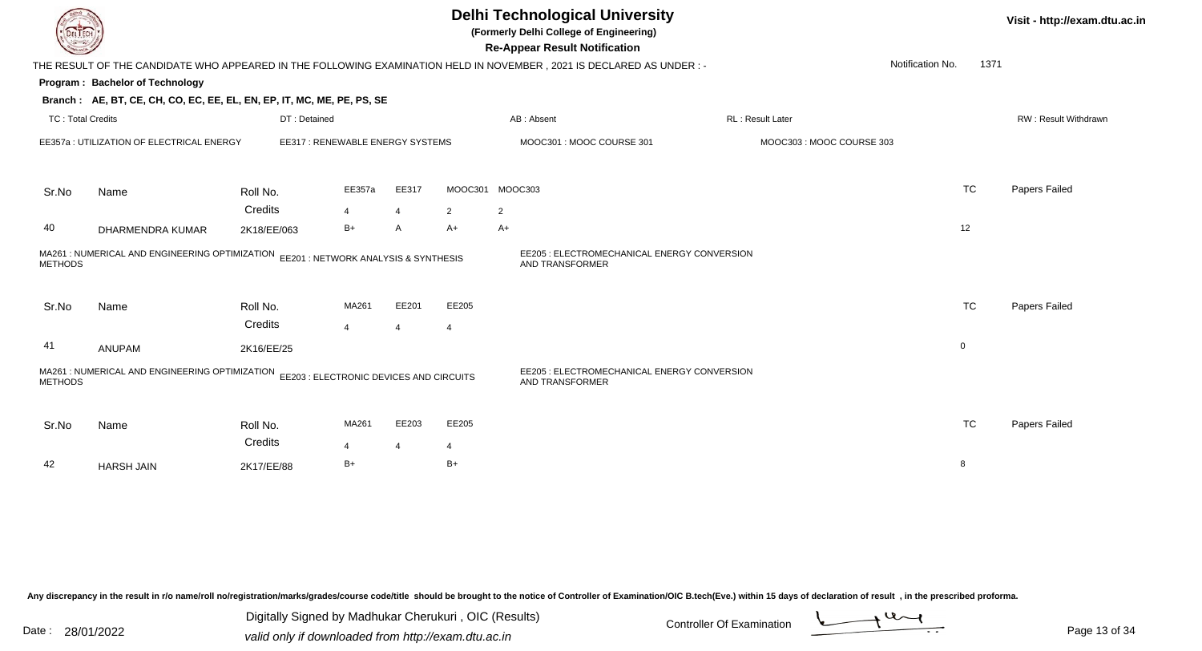# Delhi Technological University

**(Formerly Delhi College of Engineering)**

**Re-Appear Result Notification**

Visit - http://exam.dtu.ac.in

THE RESULT OF THE CANDIDATE WHO APPEARED IN THE FOLLOWING EXAMINATION HELD IN NOVEMBER , 2021 IS DECLARED AS UNDER : -

Notification No. 1371

**Program : Bachelor of Technology**

**Branch : AE, BT, CE, CH, CO, EC, EE, EL, EN, EP, IT, MC, ME, PE, PS, SE**

TC : Total Credits | DT : Detained | AB : Absent | RL : Result Later | RW : Result Withdrawn

EE357a : UTILIZATION OF ELECTRICAL ENERGY | EE317 : RENEWABLE ENERGY SYSTEMS | MOOC301 : MOOC COURSE 301 | MOOC303 : MOOC COURSE 303

| Sr.No | Name | Roll No. | EE357a | EE317 | MOOC301 | MOOC303 | TC | Papers Failed |
|---|---|---|---|---|---|---|---|---|
| | | Credits | 4 | 4 | 2 | 2 | | |
| 40 | DHARMENDRA KUMAR | 2K18/EE/063 | B+ | A | A+ | A+ | 12 | |

MA261 : NUMERICAL AND ENGINEERING OPTIMIZATION METHODS | EE201 : NETWORK ANALYSIS & SYNTHESIS | EE205 : ELECTROMECHANICAL ENERGY CONVERSION AND TRANSFORMER

| Sr.No | Name | Roll No. | MA261 | EE201 | EE205 | TC | Papers Failed |
|---|---|---|---|---|---|---|---|
| | | Credits | 4 | 4 | 4 | | |
| 41 | ANUPAM | 2K16/EE/25 | | | | 0 | |

MA261 : NUMERICAL AND ENGINEERING OPTIMIZATION METHODS | EE203 : ELECTRONIC DEVICES AND CIRCUITS | EE205 : ELECTROMECHANICAL ENERGY CONVERSION AND TRANSFORMER

| Sr.No | Name | Roll No. | MA261 | EE203 | EE205 | TC | Papers Failed |
|---|---|---|---|---|---|---|---|
| | | Credits | 4 | 4 | 4 | | |
| 42 | HARSH JAIN | 2K17/EE/88 | B+ | | B+ | 8 | |

Any discrepancy in the result in r/o name/roll no/registration/marks/grades/course code/title should be brought to the notice of Controller of Examination/OIC B.tech(Eve.) within 15 days of declaration of result , in the prescribed proforma.

Date : 28/01/2022

Digitally Signed by Madhukar Cherukuri , OIC (Results)
valid only if downloaded from http://exam.dtu.ac.in

Controller Of Examination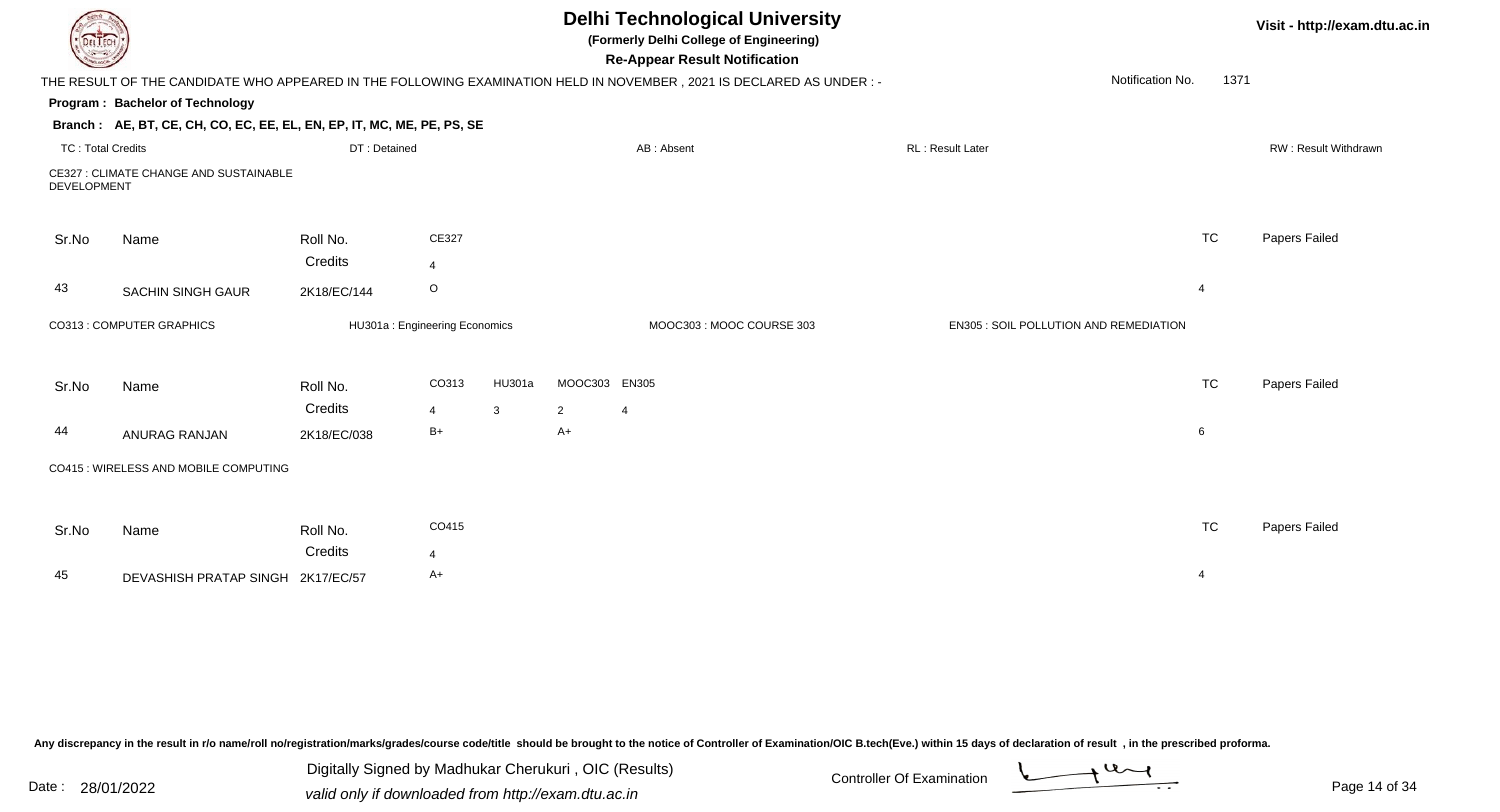# Delhi Technological University

**(Formerly Delhi College of Engineering)**

**Re-Appear Result Notification**

THE RESULT OF THE CANDIDATE WHO APPEARED IN THE FOLLOWING EXAMINATION HELD IN NOVEMBER , 2021 IS DECLARED AS UNDER : -

Notification No. 1371

**Program : Bachelor of Technology**

**Branch : AE, BT, CE, CH, CO, EC, EE, EL, EN, EP, IT, MC, ME, PE, PS, SE**

TC : Total Credits | DT : Detained | AB : Absent | RL : Result Later | RW : Result Withdrawn

CE327 : CLIMATE CHANGE AND SUSTAINABLE DEVELOPMENT

| Sr.No | Name | Roll No. | CE327 | TC | Papers Failed |
|---|---|---|---|---|---|
| | | Credits | 4 | | |
| 43 | SACHIN SINGH GAUR | 2K18/EC/144 | O | 4 | |

CO313 : COMPUTER GRAPHICS | HU301a : Engineering Economics | MOOC303 : MOOC COURSE 303 | EN305 : SOIL POLLUTION AND REMEDIATION

| Sr.No | Name | Roll No. | CO313 | HU301a | MOOC303 | EN305 | TC | Papers Failed |
|---|---|---|---|---|---|---|---|---|
| | | Credits | 4 | 3 | 2 | 4 | | |
| 44 | ANURAG RANJAN | 2K18/EC/038 | B+ | | A+ | | 6 | |

CO415 : WIRELESS AND MOBILE COMPUTING

| Sr.No | Name | Roll No. | CO415 | TC | Papers Failed |
|---|---|---|---|---|---|
| | | Credits | 4 | | |
| 45 | DEVASHISH PRATAP SINGH | 2K17/EC/57 | A+ | 4 | |

Any discrepancy in the result in r/o name/roll no/registration/marks/grades/course code/title should be brought to the notice of Controller of Examination/OIC B.tech(Eve.) within 15 days of declaration of result , in the prescribed proforma.

Date : 28/01/2022

Digitally Signed by Madhukar Cherukuri , OIC (Results)
valid only if downloaded from http://exam.dtu.ac.in

Controller Of Examination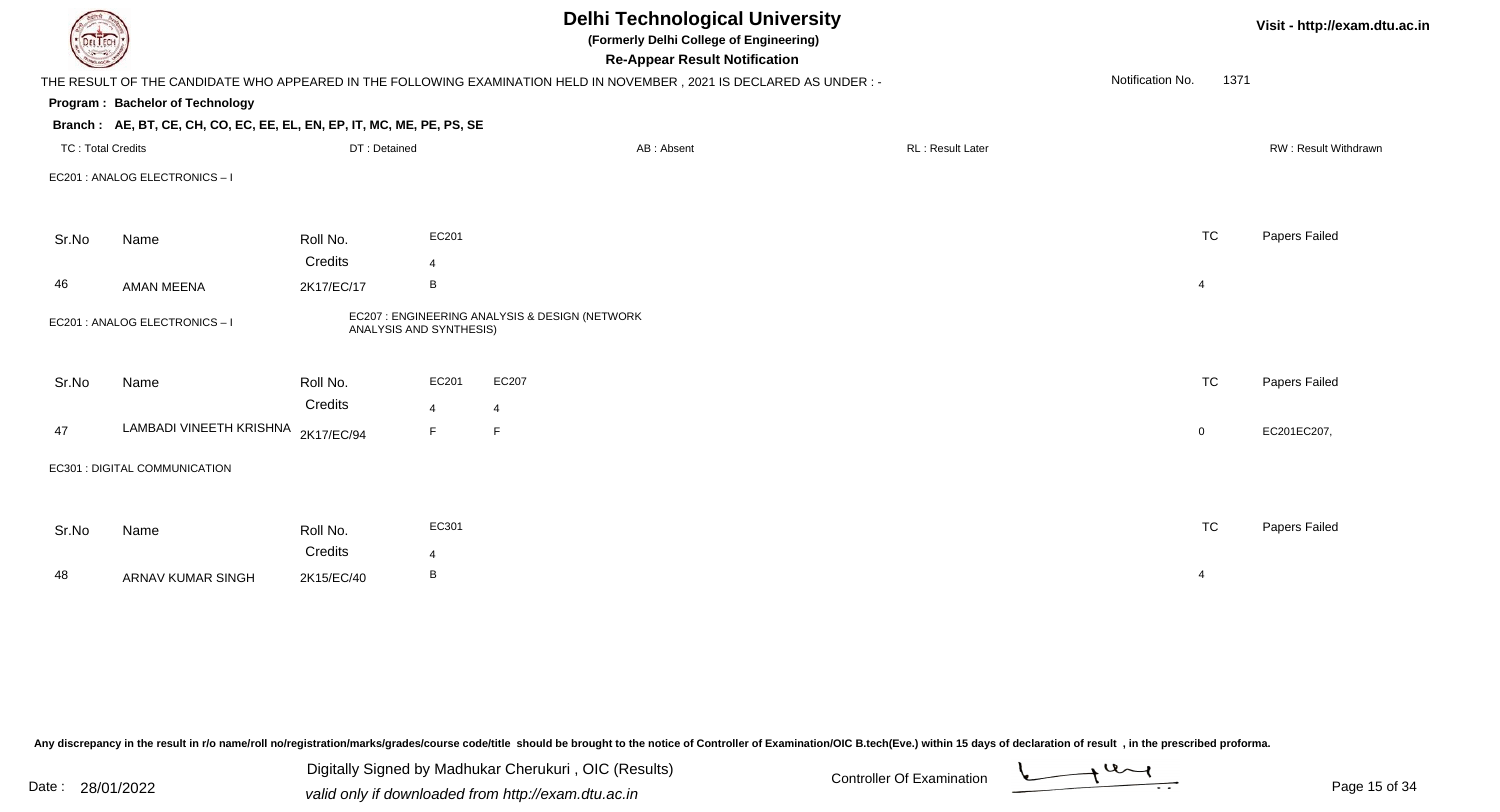# Delhi Technological University

**(Formerly Delhi College of Engineering)**

**Re-Appear Result Notification**

Visit - http://exam.dtu.ac.in

THE RESULT OF THE CANDIDATE WHO APPEARED IN THE FOLLOWING EXAMINATION HELD IN NOVEMBER , 2021 IS DECLARED AS UNDER : -

Notification No. 1371

**Program : Bachelor of Technology**

**Branch : AE, BT, CE, CH, CO, EC, EE, EL, EN, EP, IT, MC, ME, PE, PS, SE**

TC : Total Credits | DT : Detained | AB : Absent | RL : Result Later | RW : Result Withdrawn

EC201 : ANALOG ELECTRONICS – I

| Sr.No | Name | Roll No. | EC201 | TC | Papers Failed |
|---|---|---|---|---|---|
| | | Credits | 4 | | |
| 46 | AMAN MEENA | 2K17/EC/17 | B | 4 | |

EC201 : ANALOG ELECTRONICS – I

EC207 : ENGINEERING ANALYSIS & DESIGN (NETWORK ANALYSIS AND SYNTHESIS)

| Sr.No | Name | Roll No. | EC201 | EC207 | TC | Papers Failed |
|---|---|---|---|---|---|---|
| | | Credits | 4 | 4 | | |
| 47 | LAMBADI VINEETH KRISHNA | 2K17/EC/94 | F | F | 0 | EC201EC207, |

EC301 : DIGITAL COMMUNICATION

| Sr.No | Name | Roll No. | EC301 | TC | Papers Failed |
|---|---|---|---|---|---|
| | | Credits | 4 | | |
| 48 | ARNAV KUMAR SINGH | 2K15/EC/40 | B | 4 | |

Any discrepancy in the result in r/o name/roll no/registration/marks/grades/course code/title should be brought to the notice of Controller of Examination/OIC B.tech(Eve.) within 15 days of declaration of result , in the prescribed proforma.

Date : 28/01/2022

Digitally Signed by Madhukar Cherukuri , OIC (Results)
valid only if downloaded from http://exam.dtu.ac.in

Controller Of Examination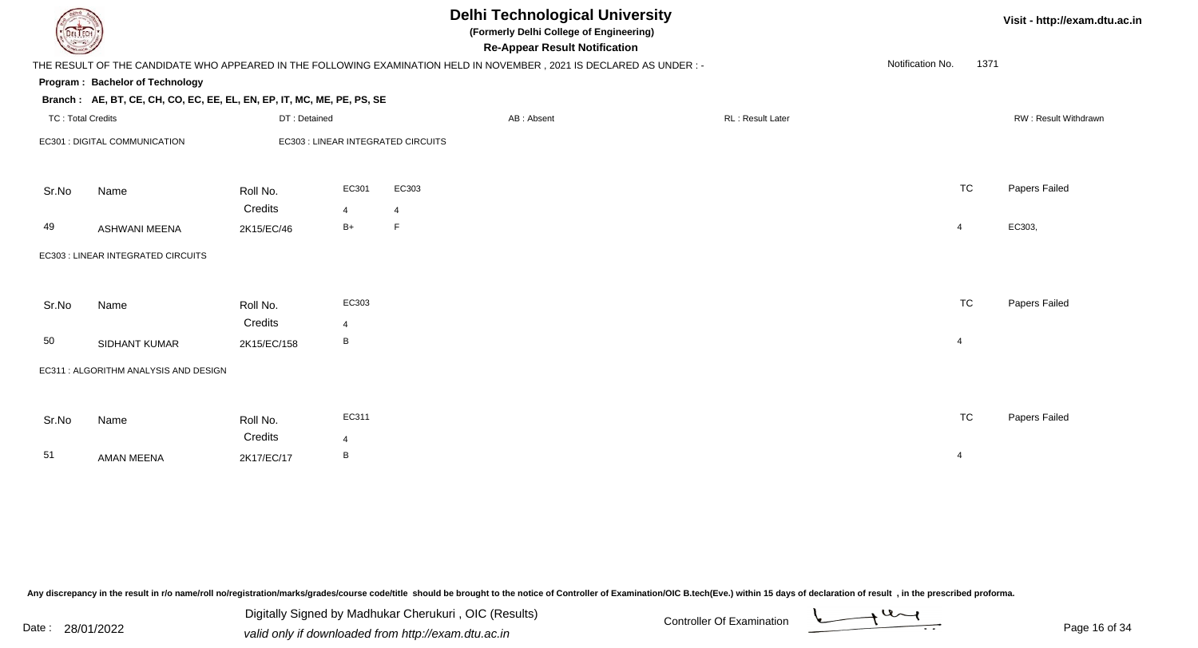# Delhi Technological University

**(Formerly Delhi College of Engineering)**

**Re-Appear Result Notification**

Visit - http://exam.dtu.ac.in

THE RESULT OF THE CANDIDATE WHO APPEARED IN THE FOLLOWING EXAMINATION HELD IN NOVEMBER , 2021 IS DECLARED AS UNDER : -

Notification No. 1371

**Program : Bachelor of Technology**

**Branch : AE, BT, CE, CH, CO, EC, EE, EL, EN, EP, IT, MC, ME, PE, PS, SE**

TC : Total Credits | DT : Detained | AB : Absent | RL : Result Later | RW : Result Withdrawn

EC301 : DIGITAL COMMUNICATION | EC303 : LINEAR INTEGRATED CIRCUITS

| Sr.No | Name | Roll No. | EC301 | EC303 | TC | Papers Failed |
|---|---|---|---|---|---|---|
| | | Credits | 4 | 4 | | |
| 49 | ASHWANI MEENA | 2K15/EC/46 | B+ | F | 4 | EC303, |

EC303 : LINEAR INTEGRATED CIRCUITS

| Sr.No | Name | Roll No. | EC303 | TC | Papers Failed |
|---|---|---|---|---|---|
| | | Credits | 4 | | |
| 50 | SIDHANT KUMAR | 2K15/EC/158 | B | 4 | |

EC311 : ALGORITHM ANALYSIS AND DESIGN

| Sr.No | Name | Roll No. | EC311 | TC | Papers Failed |
|---|---|---|---|---|---|
| | | Credits | 4 | | |
| 51 | AMAN MEENA | 2K17/EC/17 | B | 4 | |

Any discrepancy in the result in r/o name/roll no/registration/marks/grades/course code/title should be brought to the notice of Controller of Examination/OIC B.tech(Eve.) within 15 days of declaration of result , in the prescribed proforma.

Date : 28/01/2022

Digitally Signed by Madhukar Cherukuri , OIC (Results)
valid only if downloaded from http://exam.dtu.ac.in

Controller Of Examination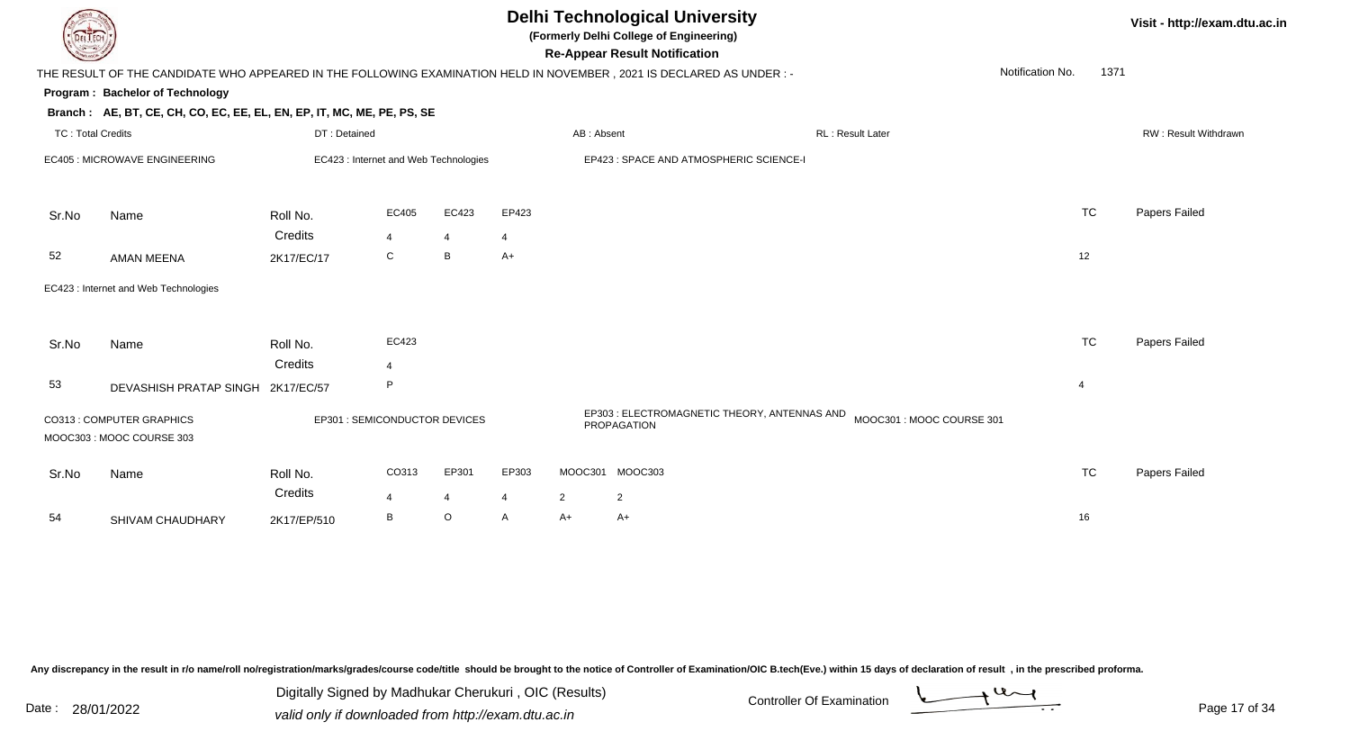# Delhi Technological University

**(Formerly Delhi College of Engineering)**

**Re-Appear Result Notification**

Visit - http://exam.dtu.ac.in

THE RESULT OF THE CANDIDATE WHO APPEARED IN THE FOLLOWING EXAMINATION HELD IN NOVEMBER , 2021 IS DECLARED AS UNDER : -

Notification No. 1371

**Program : Bachelor of Technology**

**Branch : AE, BT, CE, CH, CO, EC, EE, EL, EN, EP, IT, MC, ME, PE, PS, SE**

TC : Total Credits | DT : Detained | AB : Absent | RL : Result Later | RW : Result Withdrawn

EC405 : MICROWAVE ENGINEERING | EC423 : Internet and Web Technologies | EP423 : SPACE AND ATMOSPHERIC SCIENCE-I

| Sr.No | Name | Roll No. | EC405 | EC423 | EP423 | TC | Papers Failed |
|---|---|---|---|---|---|---|---|
| | | Credits | 4 | 4 | 4 | | |
| 52 | AMAN MEENA | 2K17/EC/17 | C | B | A+ | 12 | |

EC423 : Internet and Web Technologies

| Sr.No | Name | Roll No. | EC423 | TC | Papers Failed |
|---|---|---|---|---|---|
| | | Credits | 4 | | |
| 53 | DEVASHISH PRATAP SINGH | 2K17/EC/57 | P | 4 | |

CO313 : COMPUTER GRAPHICS | EP301 : SEMICONDUCTOR DEVICES | EP303 : ELECTROMAGNETIC THEORY, ANTENNAS AND PROPAGATION | MOOC301 : MOOC COURSE 301 | MOOC303 : MOOC COURSE 303

| Sr.No | Name | Roll No. | CO313 | EP301 | EP303 | MOOC301 | MOOC303 | TC | Papers Failed |
|---|---|---|---|---|---|---|---|---|---|
| | | Credits | 4 | 4 | 4 | 2 | 2 | | |
| 54 | SHIVAM CHAUDHARY | 2K17/EP/510 | B | O | A | A+ | A+ | 16 | |

Any discrepancy in the result in r/o name/roll no/registration/marks/grades/course code/title should be brought to the notice of Controller of Examination/OIC B.tech(Eve.) within 15 days of declaration of result , in the prescribed proforma.

Date : 28/01/2022

Digitally Signed by Madhukar Cherukuri , OIC (Results)

valid only if downloaded from http://exam.dtu.ac.in

Controller Of Examination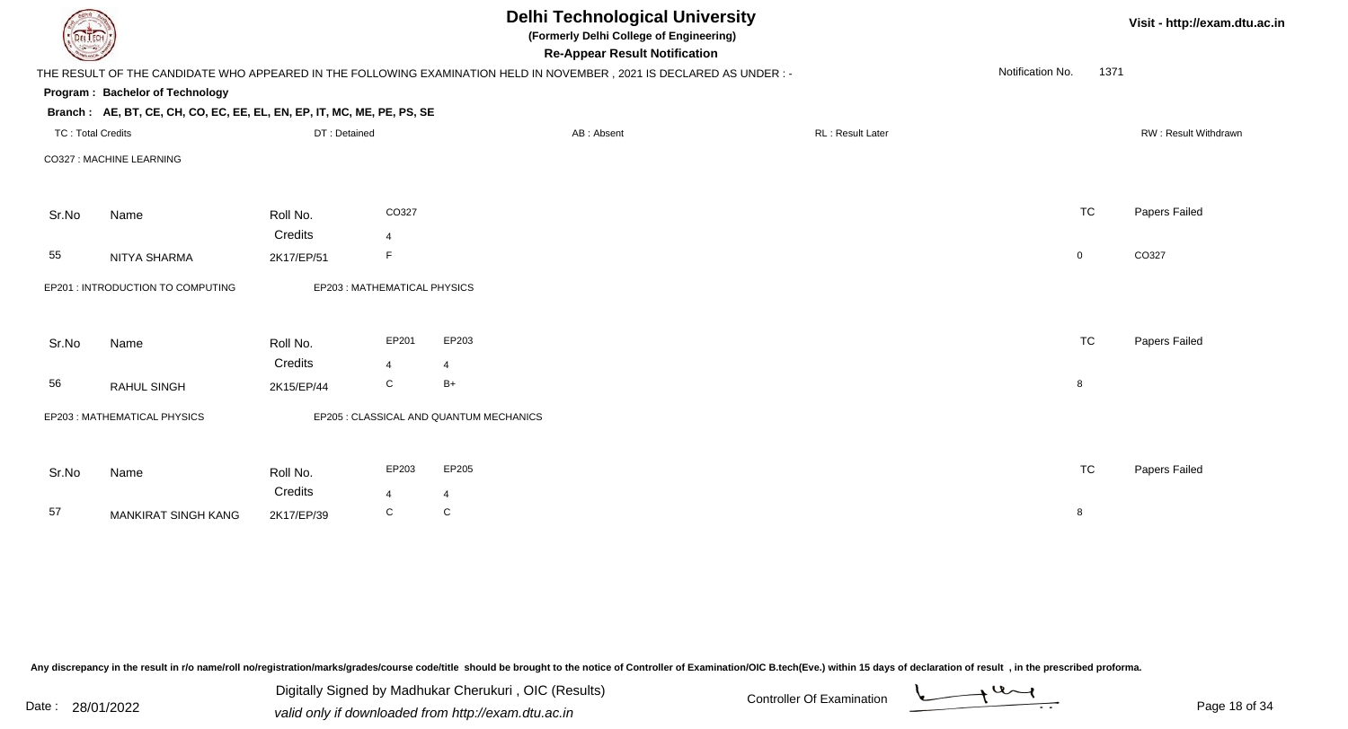# Delhi Technological University

**(Formerly Delhi College of Engineering)**

**Re-Appear Result Notification**

Visit - http://exam.dtu.ac.in

THE RESULT OF THE CANDIDATE WHO APPEARED IN THE FOLLOWING EXAMINATION HELD IN NOVEMBER , 2021 IS DECLARED AS UNDER : -

Notification No. 1371

**Program : Bachelor of Technology**

**Branch : AE, BT, CE, CH, CO, EC, EE, EL, EN, EP, IT, MC, ME, PE, PS, SE**

TC : Total Credits | DT : Detained | AB : Absent | RL : Result Later | RW : Result Withdrawn

CO327 : MACHINE LEARNING

| Sr.No | Name | Roll No. | CO327 | TC | Papers Failed |
|---|---|---|---|---|---|
| | | Credits | 4 | | |
| 55 | NITYA SHARMA | 2K17/EP/51 | F | 0 | CO327 |

EP201 : INTRODUCTION TO COMPUTING    EP203 : MATHEMATICAL PHYSICS

| Sr.No | Name | Roll No. | EP201 | EP203 | TC | Papers Failed |
|---|---|---|---|---|---|---|
| | | Credits | 4 | 4 | | |
| 56 | RAHUL SINGH | 2K15/EP/44 | C | B+ | 8 | |

EP203 : MATHEMATICAL PHYSICS    EP205 : CLASSICAL AND QUANTUM MECHANICS

| Sr.No | Name | Roll No. | EP203 | EP205 | TC | Papers Failed |
|---|---|---|---|---|---|---|
| | | Credits | 4 | 4 | | |
| 57 | MANKIRAT SINGH KANG | 2K17/EP/39 | C | C | 8 | |

Any discrepancy in the result in r/o name/roll no/registration/marks/grades/course code/title should be brought to the notice of Controller of Examination/OIC B.tech(Eve.) within 15 days of declaration of result , in the prescribed proforma.

Date : 28/01/2022

Digitally Signed by Madhukar Cherukuri , OIC (Results)
valid only if downloaded from http://exam.dtu.ac.in

Controller Of Examination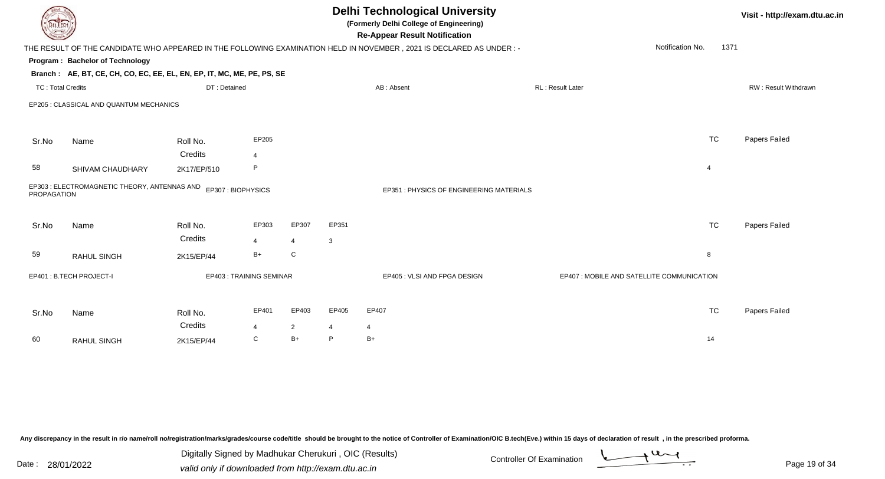# Delhi Technological University

**(Formerly Delhi College of Engineering)**

**Re-Appear Result Notification**

Visit - http://exam.dtu.ac.in

THE RESULT OF THE CANDIDATE WHO APPEARED IN THE FOLLOWING EXAMINATION HELD IN NOVEMBER , 2021 IS DECLARED AS UNDER : -

Notification No. 1371

**Program : Bachelor of Technology**

**Branch : AE, BT, CE, CH, CO, EC, EE, EL, EN, EP, IT, MC, ME, PE, PS, SE**

TC : Total Credits | DT : Detained | AB : Absent | RL : Result Later | RW : Result Withdrawn

EP205 : CLASSICAL AND QUANTUM MECHANICS

| Sr.No | Name | Roll No. | EP205 | TC | Papers Failed |
|---|---|---|---|---|---|
| | | Credits | 4 | | |
| 58 | SHIVAM CHAUDHARY | 2K17/EP/510 | P | 4 | |

EP303 : ELECTROMAGNETIC THEORY, ANTENNAS AND PROPAGATION | EP307 : BIOPHYSICS | EP351 : PHYSICS OF ENGINEERING MATERIALS

| Sr.No | Name | Roll No. | EP303 | EP307 | EP351 | TC | Papers Failed |
|---|---|---|---|---|---|---|---|
| | | Credits | 4 | 4 | 3 | | |
| 59 | RAHUL SINGH | 2K15/EP/44 | B+ | C | | 8 | |

EP401 : B.TECH PROJECT-I | EP403 : TRAINING SEMINAR | EP405 : VLSI AND FPGA DESIGN | EP407 : MOBILE AND SATELLITE COMMUNICATION

| Sr.No | Name | Roll No. | EP401 | EP403 | EP405 | EP407 | TC | Papers Failed |
|---|---|---|---|---|---|---|---|---|
| | | Credits | 4 | 2 | 4 | 4 | | |
| 60 | RAHUL SINGH | 2K15/EP/44 | C | B+ | P | B+ | 14 | |

Any discrepancy in the result in r/o name/roll no/registration/marks/grades/course code/title should be brought to the notice of Controller of Examination/OIC B.tech(Eve.) within 15 days of declaration of result , in the prescribed proforma.

Date : 28/01/2022

Digitally Signed by Madhukar Cherukuri , OIC (Results)
valid only if downloaded from http://exam.dtu.ac.in

Controller Of Examination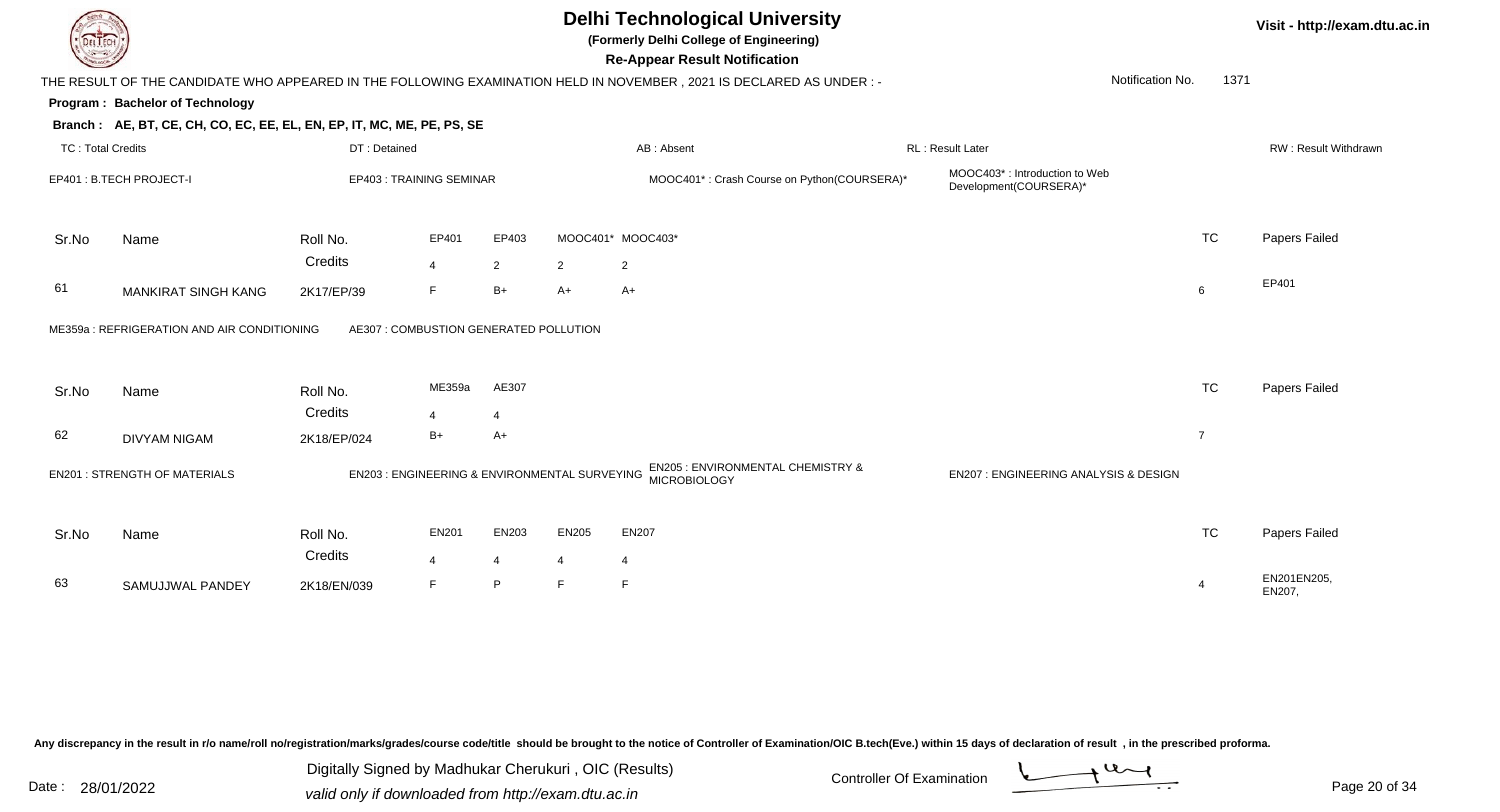# Delhi Technological University

**(Formerly Delhi College of Engineering)**

**Re-Appear Result Notification**

Visit - http://exam.dtu.ac.in

THE RESULT OF THE CANDIDATE WHO APPEARED IN THE FOLLOWING EXAMINATION HELD IN NOVEMBER , 2021 IS DECLARED AS UNDER : -

Notification No. 1371

**Program : Bachelor of Technology**

**Branch : AE, BT, CE, CH, CO, EC, EE, EL, EN, EP, IT, MC, ME, PE, PS, SE**

TC : Total Credits | DT : Detained | AB : Absent | RL : Result Later | RW : Result Withdrawn

EP401 : B.TECH PROJECT-I | EP403 : TRAINING SEMINAR | MOOC401* : Crash Course on Python(COURSERA)* | MOOC403* : Introduction to Web Development(COURSERA)*

| Sr.No | Name | Roll No. | EP401 | EP403 | MOOC401* | MOOC403* | TC | Papers Failed |
|---|---|---|---|---|---|---|---|---|
| | | Credits | 4 | 2 | 2 | 2 | | |
| 61 | MANKIRAT SINGH KANG | 2K17/EP/39 | F | B+ | A+ | A+ | 6 | EP401 |

ME359a : REFRIGERATION AND AIR CONDITIONING | AE307 : COMBUSTION GENERATED POLLUTION

| Sr.No | Name | Roll No. | ME359a | AE307 | TC | Papers Failed |
|---|---|---|---|---|---|---|
| | | Credits | 4 | 4 | | |
| 62 | DIVYAM NIGAM | 2K18/EP/024 | B+ | A+ | 7 | |

EN201 : STRENGTH OF MATERIALS | EN203 : ENGINEERING & ENVIRONMENTAL SURVEYING | EN205 : ENVIRONMENTAL CHEMISTRY & MICROBIOLOGY | EN207 : ENGINEERING ANALYSIS & DESIGN

| Sr.No | Name | Roll No. | EN201 | EN203 | EN205 | EN207 | TC | Papers Failed |
|---|---|---|---|---|---|---|---|---|
| | | Credits | 4 | 4 | 4 | 4 | | |
| 63 | SAMUJJWAL PANDEY | 2K18/EN/039 | F | P | F | F | 4 | EN201EN205, EN207, |

Any discrepancy in the result in r/o name/roll no/registration/marks/grades/course code/title should be brought to the notice of Controller of Examination/OIC B.tech(Eve.) within 15 days of declaration of result , in the prescribed proforma.

Date : 28/01/2022

Digitally Signed by Madhukar Cherukuri , OIC (Results)
valid only if downloaded from http://exam.dtu.ac.in

Controller Of Examination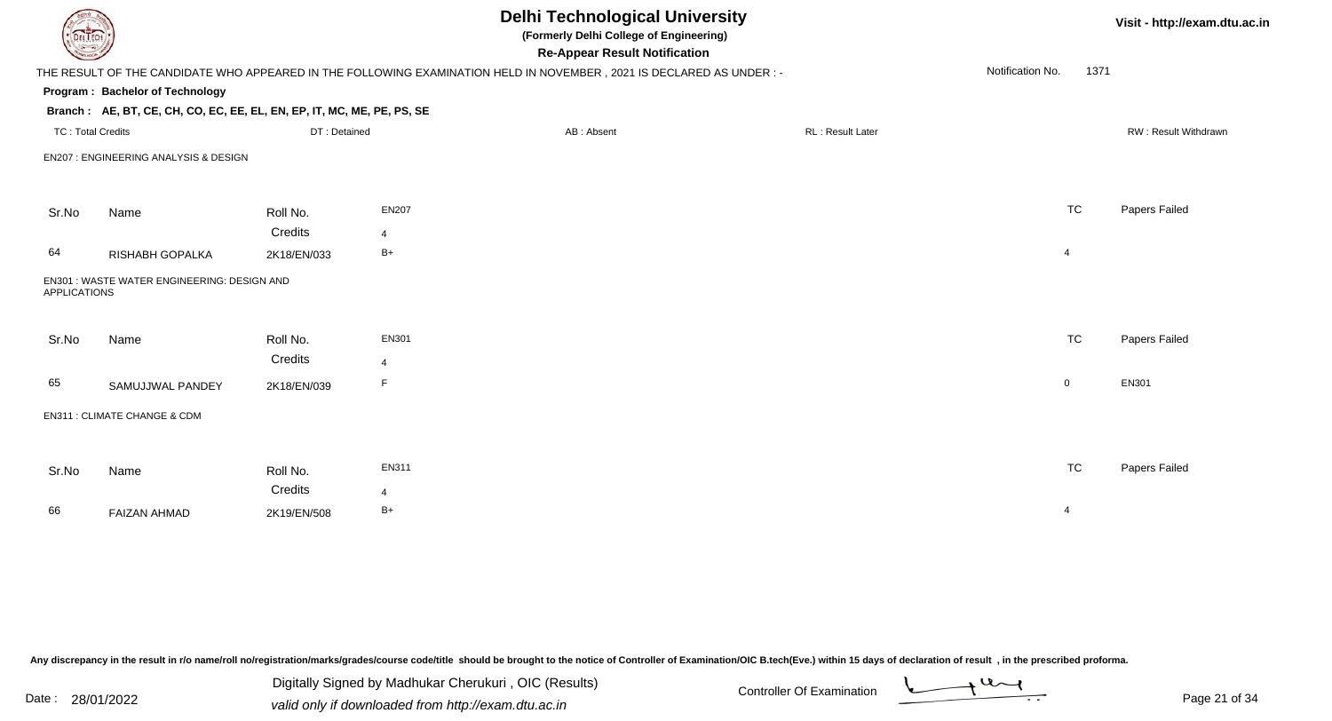# Delhi Technological University

**(Formerly Delhi College of Engineering)**

**Re-Appear Result Notification**

Visit - http://exam.dtu.ac.in

THE RESULT OF THE CANDIDATE WHO APPEARED IN THE FOLLOWING EXAMINATION HELD IN NOVEMBER , 2021 IS DECLARED AS UNDER : -

Notification No. 1371

**Program : Bachelor of Technology**

**Branch : AE, BT, CE, CH, CO, EC, EE, EL, EN, EP, IT, MC, ME, PE, PS, SE**

TC : Total Credits | DT : Detained | AB : Absent | RL : Result Later | RW : Result Withdrawn

EN207 : ENGINEERING ANALYSIS & DESIGN

| Sr.No | Name | Roll No. | EN207 | TC | Papers Failed |
|---|---|---|---|---|---|
| | | Credits | 4 | | |
| 64 | RISHABH GOPALKA | 2K18/EN/033 | B+ | 4 | |

EN301 : WASTE WATER ENGINEERING: DESIGN AND APPLICATIONS

| Sr.No | Name | Roll No. | EN301 | TC | Papers Failed |
|---|---|---|---|---|---|
| | | Credits | 4 | | |
| 65 | SAMUJJWAL PANDEY | 2K18/EN/039 | F | 0 | EN301 |

EN311 : CLIMATE CHANGE & CDM

| Sr.No | Name | Roll No. | EN311 | TC | Papers Failed |
|---|---|---|---|---|---|
| | | Credits | 4 | | |
| 66 | FAIZAN AHMAD | 2K19/EN/508 | B+ | 4 | |

Any discrepancy in the result in r/o name/roll no/registration/marks/grades/course code/title should be brought to the notice of Controller of Examination/OIC B.tech(Eve.) within 15 days of declaration of result , in the prescribed proforma.

Date : 28/01/2022

Digitally Signed by Madhukar Cherukuri , OIC (Results)
valid only if downloaded from http://exam.dtu.ac.in

Controller Of Examination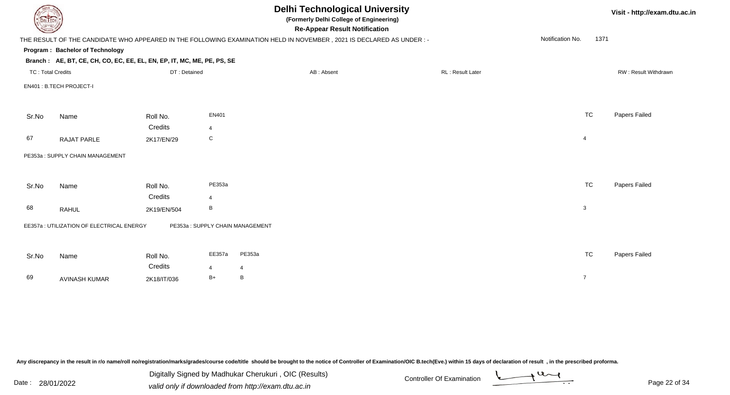# Delhi Technological University

**(Formerly Delhi College of Engineering)**

**Re-Appear Result Notification**

Visit - http://exam.dtu.ac.in

THE RESULT OF THE CANDIDATE WHO APPEARED IN THE FOLLOWING EXAMINATION HELD IN NOVEMBER , 2021 IS DECLARED AS UNDER : -

Notification No. 1371

**Program : Bachelor of Technology**

**Branch : AE, BT, CE, CH, CO, EC, EE, EL, EN, EP, IT, MC, ME, PE, PS, SE**

TC : Total Credits | DT : Detained | AB : Absent | RL : Result Later | RW : Result Withdrawn

EN401 : B.TECH PROJECT-I

| Sr.No | Name | Roll No. | EN401 | TC | Papers Failed |
|---|---|---|---|---|---|
| | | Credits | 4 | | |
| 67 | RAJAT PARLE | 2K17/EN/29 | C | 4 | |

PE353a : SUPPLY CHAIN MANAGEMENT

| Sr.No | Name | Roll No. | PE353a | TC | Papers Failed |
|---|---|---|---|---|---|
| | | Credits | 4 | | |
| 68 | RAHUL | 2K19/EN/504 | B | 3 | |

EE357a : UTILIZATION OF ELECTRICAL ENERGY　　PE353a : SUPPLY CHAIN MANAGEMENT

| Sr.No | Name | Roll No. | EE357a | PE353a | TC | Papers Failed |
|---|---|---|---|---|---|---|
| | | Credits | 4 | 4 | | |
| 69 | AVINASH KUMAR | 2K18/IT/036 | B+ | B | 7 | |

Any discrepancy in the result in r/o name/roll no/registration/marks/grades/course code/title should be brought to the notice of Controller of Examination/OIC B.tech(Eve.) within 15 days of declaration of result , in the prescribed proforma.

Date : 28/01/2022

Digitally Signed by Madhukar Cherukuri , OIC (Results)
valid only if downloaded from http://exam.dtu.ac.in

Controller Of Examination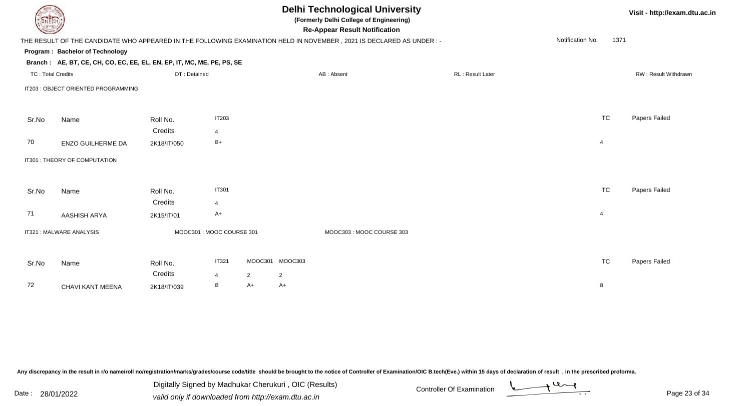# Delhi Technological University

**(Formerly Delhi College of Engineering)**

**Re-Appear Result Notification**

Visit - http://exam.dtu.ac.in

THE RESULT OF THE CANDIDATE WHO APPEARED IN THE FOLLOWING EXAMINATION HELD IN NOVEMBER , 2021 IS DECLARED AS UNDER : -

Notification No. 1371

**Program : Bachelor of Technology**

**Branch : AE, BT, CE, CH, CO, EC, EE, EL, EN, EP, IT, MC, ME, PE, PS, SE**

TC : Total Credits | DT : Detained | AB : Absent | RL : Result Later | RW : Result Withdrawn

IT203 : OBJECT ORIENTED PROGRAMMING

| Sr.No | Name | Roll No. | IT203 | TC | Papers Failed |
|---|---|---|---|---|---|
| | | Credits | 4 | | |
| 70 | ENZO GUILHERME DA | 2K18/IT/050 | B+ | 4 | |

IT301 : THEORY OF COMPUTATION

| Sr.No | Name | Roll No. | IT301 | TC | Papers Failed |
|---|---|---|---|---|---|
| | | Credits | 4 | | |
| 71 | AASHISH ARYA | 2K15/IT/01 | A+ | 4 | |

IT321 : MALWARE ANALYSIS | MOOC301 : MOOC COURSE 301 | MOOC303 : MOOC COURSE 303

| Sr.No | Name | Roll No. | IT321 | MOOC301 | MOOC303 | TC | Papers Failed |
|---|---|---|---|---|---|---|---|
| | | Credits | 4 | 2 | 2 | | |
| 72 | CHAVI KANT MEENA | 2K18/IT/039 | B | A+ | A+ | 8 | |

Any discrepancy in the result in r/o name/roll no/registration/marks/grades/course code/title should be brought to the notice of Controller of Examination/OIC B.tech(Eve.) within 15 days of declaration of result , in the prescribed proforma.

Date : 28/01/2022

Digitally Signed by Madhukar Cherukuri , OIC (Results)
valid only if downloaded from http://exam.dtu.ac.in

Controller Of Examination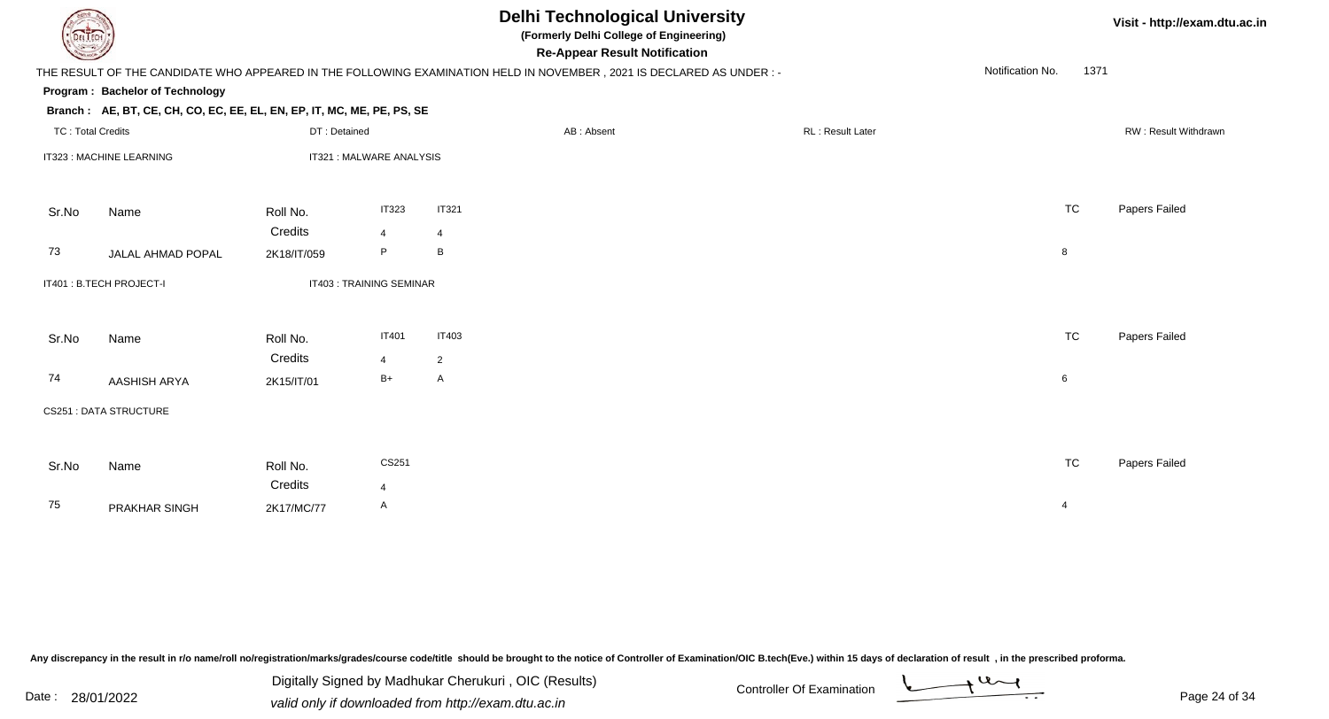# Delhi Technological University

**(Formerly Delhi College of Engineering)**

**Re-Appear Result Notification**

Visit - http://exam.dtu.ac.in

THE RESULT OF THE CANDIDATE WHO APPEARED IN THE FOLLOWING EXAMINATION HELD IN NOVEMBER , 2021 IS DECLARED AS UNDER : -

Notification No. 1371

**Program : Bachelor of Technology**

**Branch : AE, BT, CE, CH, CO, EC, EE, EL, EN, EP, IT, MC, ME, PE, PS, SE**

TC : Total Credits | DT : Detained | AB : Absent | RL : Result Later | RW : Result Withdrawn

IT323 : MACHINE LEARNING    IT321 : MALWARE ANALYSIS

| Sr.No | Name | Roll No. | IT323 | IT321 | TC | Papers Failed |
|---|---|---|---|---|---|---|
| | | Credits | 4 | 4 | | |
| 73 | JALAL AHMAD POPAL | 2K18/IT/059 | P | B | 8 | |

IT401 : B.TECH PROJECT-I    IT403 : TRAINING SEMINAR

| Sr.No | Name | Roll No. | IT401 | IT403 | TC | Papers Failed |
|---|---|---|---|---|---|---|
| | | Credits | 4 | 2 | | |
| 74 | AASHISH ARYA | 2K15/IT/01 | B+ | A | 6 | |

CS251 : DATA STRUCTURE

| Sr.No | Name | Roll No. | CS251 | TC | Papers Failed |
|---|---|---|---|---|---|
| | | Credits | 4 | | |
| 75 | PRAKHAR SINGH | 2K17/MC/77 | A | 4 | |

Any discrepancy in the result in r/o name/roll no/registration/marks/grades/course code/title should be brought to the notice of Controller of Examination/OIC B.tech(Eve.) within 15 days of declaration of result , in the prescribed proforma.

Date : 28/01/2022

Digitally Signed by Madhukar Cherukuri , OIC (Results)
valid only if downloaded from http://exam.dtu.ac.in

Controller Of Examination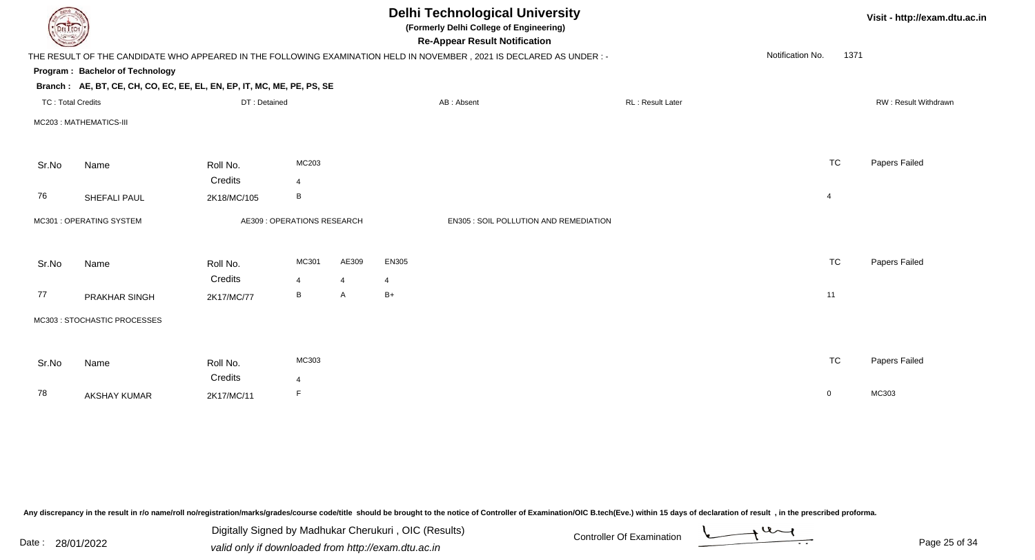# Delhi Technological University

**(Formerly Delhi College of Engineering)**

**Re-Appear Result Notification**

Visit - http://exam.dtu.ac.in

THE RESULT OF THE CANDIDATE WHO APPEARED IN THE FOLLOWING EXAMINATION HELD IN NOVEMBER , 2021 IS DECLARED AS UNDER : -

Notification No. 1371

**Program : Bachelor of Technology**

**Branch : AE, BT, CE, CH, CO, EC, EE, EL, EN, EP, IT, MC, ME, PE, PS, SE**

TC : Total Credits | DT : Detained | AB : Absent | RL : Result Later | RW : Result Withdrawn

MC203 : MATHEMATICS-III

| Sr.No | Name | Roll No. | MC203 | TC | Papers Failed |
|---|---|---|---|---|---|
| | | Credits | 4 | | |
| 76 | SHEFALI PAUL | 2K18/MC/105 | B | 4 | |

MC301 : OPERATING SYSTEM | AE309 : OPERATIONS RESEARCH | EN305 : SOIL POLLUTION AND REMEDIATION

| Sr.No | Name | Roll No. | MC301 | AE309 | EN305 | TC | Papers Failed |
|---|---|---|---|---|---|---|---|
| | | Credits | 4 | 4 | 4 | | |
| 77 | PRAKHAR SINGH | 2K17/MC/77 | B | A | B+ | 11 | |

MC303 : STOCHASTIC PROCESSES

| Sr.No | Name | Roll No. | MC303 | TC | Papers Failed |
|---|---|---|---|---|---|
| | | Credits | 4 | | |
| 78 | AKSHAY KUMAR | 2K17/MC/11 | F | 0 | MC303 |

Any discrepancy in the result in r/o name/roll no/registration/marks/grades/course code/title should be brought to the notice of Controller of Examination/OIC B.tech(Eve.) within 15 days of declaration of result , in the prescribed proforma.

Date : 28/01/2022

Digitally Signed by Madhukar Cherukuri , OIC (Results)

valid only if downloaded from http://exam.dtu.ac.in

Controller Of Examination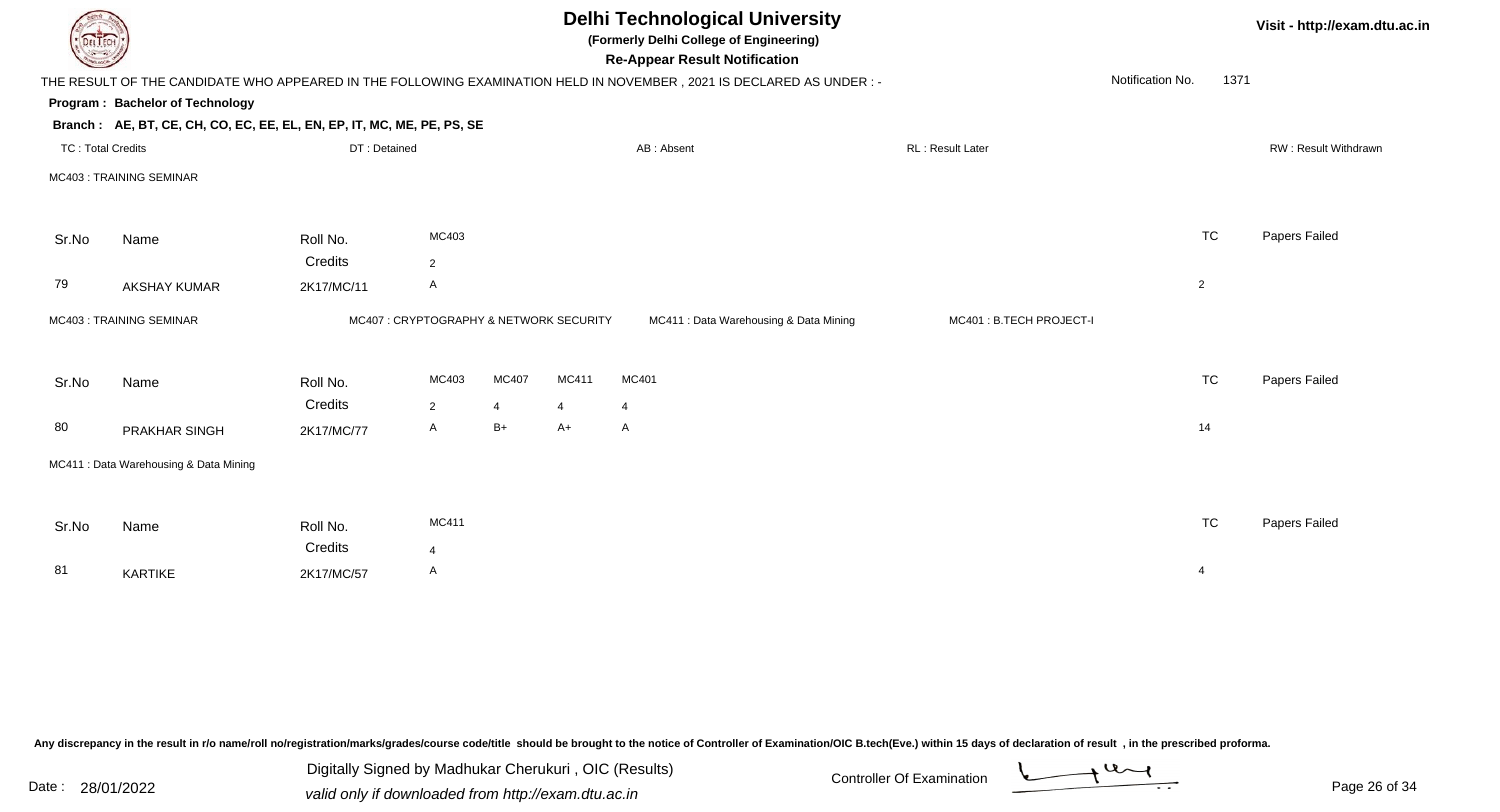# Delhi Technological University

**(Formerly Delhi College of Engineering)**

**Re-Appear Result Notification**

Visit - http://exam.dtu.ac.in

THE RESULT OF THE CANDIDATE WHO APPEARED IN THE FOLLOWING EXAMINATION HELD IN NOVEMBER , 2021 IS DECLARED AS UNDER : -

Notification No. 1371

**Program : Bachelor of Technology**

**Branch : AE, BT, CE, CH, CO, EC, EE, EL, EN, EP, IT, MC, ME, PE, PS, SE**

TC : Total Credits | DT : Detained | AB : Absent | RL : Result Later | RW : Result Withdrawn

MC403 : TRAINING SEMINAR

| Sr.No | Name | Roll No. | MC403 | TC | Papers Failed |
|---|---|---|---|---|---|
| | | Credits | 2 | | |
| 79 | AKSHAY KUMAR | 2K17/MC/11 | A | 2 | |

MC403 : TRAINING SEMINAR | MC407 : CRYPTOGRAPHY & NETWORK SECURITY | MC411 : Data Warehousing & Data Mining | MC401 : B.TECH PROJECT-I

| Sr.No | Name | Roll No. | MC403 | MC407 | MC411 | MC401 | TC | Papers Failed |
|---|---|---|---|---|---|---|---|---|
| | | Credits | 2 | 4 | 4 | 4 | | |
| 80 | PRAKHAR SINGH | 2K17/MC/77 | A | B+ | A+ | A | 14 | |

MC411 : Data Warehousing & Data Mining

| Sr.No | Name | Roll No. | MC411 | TC | Papers Failed |
|---|---|---|---|---|---|
| | | Credits | 4 | | |
| 81 | KARTIKE | 2K17/MC/57 | A | 4 | |

Any discrepancy in the result in r/o name/roll no/registration/marks/grades/course code/title should be brought to the notice of Controller of Examination/OIC B.tech(Eve.) within 15 days of declaration of result , in the prescribed proforma.

Date : 28/01/2022

Digitally Signed by Madhukar Cherukuri , OIC (Results)
valid only if downloaded from http://exam.dtu.ac.in

Controller Of Examination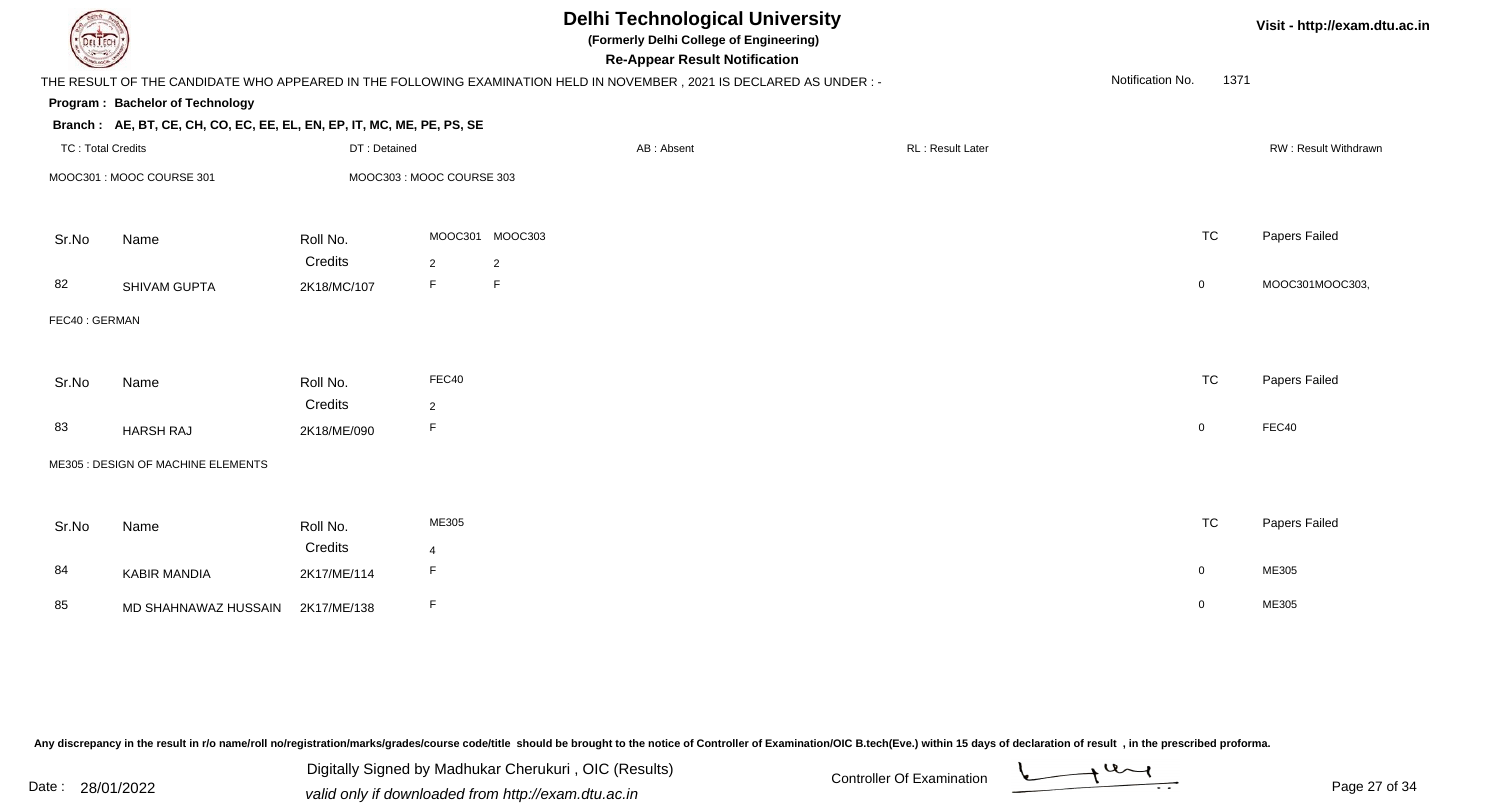# Delhi Technological University

**(Formerly Delhi College of Engineering)**

**Re-Appear Result Notification**

Visit - http://exam.dtu.ac.in

THE RESULT OF THE CANDIDATE WHO APPEARED IN THE FOLLOWING EXAMINATION HELD IN NOVEMBER , 2021 IS DECLARED AS UNDER : -

Notification No. 1371

**Program : Bachelor of Technology**

**Branch : AE, BT, CE, CH, CO, EC, EE, EL, EN, EP, IT, MC, ME, PE, PS, SE**

TC : Total Credits | DT : Detained | AB : Absent | RL : Result Later | RW : Result Withdrawn

MOOC301 : MOOC COURSE 301 MOOC303 : MOOC COURSE 303

| Sr.No | Name | Roll No. | MOOC301 | MOOC303 | TC | Papers Failed |
|---|---|---|---|---|---|---|
| | | Credits | 2 | 2 | | |
| 82 | SHIVAM GUPTA | 2K18/MC/107 | F | F | 0 | MOOC301MOOC303, |

FEC40 : GERMAN

| Sr.No | Name | Roll No. | FEC40 | TC | Papers Failed |
|---|---|---|---|---|---|
| | | Credits | 2 | | |
| 83 | HARSH RAJ | 2K18/ME/090 | F | 0 | FEC40 |

ME305 : DESIGN OF MACHINE ELEMENTS

| Sr.No | Name | Roll No. | ME305 | TC | Papers Failed |
|---|---|---|---|---|---|
| | | Credits | 4 | | |
| 84 | KABIR MANDIA | 2K17/ME/114 | F | 0 | ME305 |
| 85 | MD SHAHNAWAZ HUSSAIN | 2K17/ME/138 | F | 0 | ME305 |

Any discrepancy in the result in r/o name/roll no/registration/marks/grades/course code/title should be brought to the notice of Controller of Examination/OIC B.tech(Eve.) within 15 days of declaration of result , in the prescribed proforma.

Date : 28/01/2022

Digitally Signed by Madhukar Cherukuri , OIC (Results)
valid only if downloaded from http://exam.dtu.ac.in

Controller Of Examination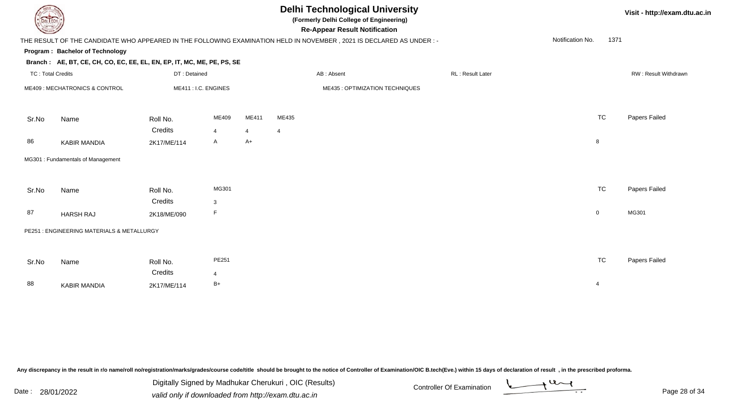# Delhi Technological University

**(Formerly Delhi College of Engineering)**

**Re-Appear Result Notification**

Visit - http://exam.dtu.ac.in

THE RESULT OF THE CANDIDATE WHO APPEARED IN THE FOLLOWING EXAMINATION HELD IN NOVEMBER , 2021 IS DECLARED AS UNDER : -

Notification No. 1371

**Program : Bachelor of Technology**

**Branch : AE, BT, CE, CH, CO, EC, EE, EL, EN, EP, IT, MC, ME, PE, PS, SE**

TC : Total Credits | DT : Detained | AB : Absent | RL : Result Later | RW : Result Withdrawn

ME409 : MECHATRONICS & CONTROL | ME411 : I.C. ENGINES | ME435 : OPTIMIZATION TECHNIQUES

| Sr.No | Name | Roll No. | ME409 | ME411 | ME435 | TC | Papers Failed |
|---|---|---|---|---|---|---|---|
| | | Credits | 4 | 4 | 4 | | |
| 86 | KABIR MANDIA | 2K17/ME/114 | A | A+ | | 8 | |

MG301 : Fundamentals of Management

| Sr.No | Name | Roll No. | MG301 | TC | Papers Failed |
|---|---|---|---|---|---|
| | | Credits | 3 | | |
| 87 | HARSH RAJ | 2K18/ME/090 | F | 0 | MG301 |

PE251 : ENGINEERING MATERIALS & METALLURGY

| Sr.No | Name | Roll No. | PE251 | TC | Papers Failed |
|---|---|---|---|---|---|
| | | Credits | 4 | | |
| 88 | KABIR MANDIA | 2K17/ME/114 | B+ | 4 | |

Any discrepancy in the result in r/o name/roll no/registration/marks/grades/course code/title should be brought to the notice of Controller of Examination/OIC B.tech(Eve.) within 15 days of declaration of result , in the prescribed proforma.

Date : 28/01/2022

Digitally Signed by Madhukar Cherukuri , OIC (Results)

valid only if downloaded from http://exam.dtu.ac.in

Controller Of Examination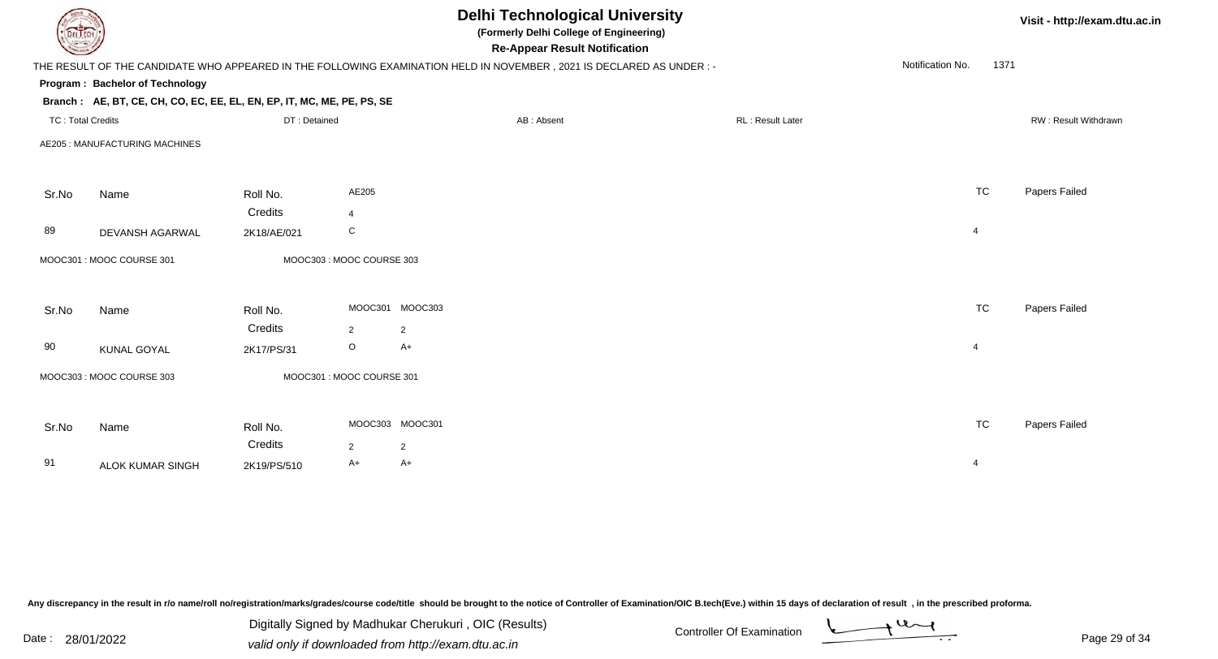# Delhi Technological University

**(Formerly Delhi College of Engineering)**

**Re-Appear Result Notification**

Visit - http://exam.dtu.ac.in

THE RESULT OF THE CANDIDATE WHO APPEARED IN THE FOLLOWING EXAMINATION HELD IN NOVEMBER , 2021 IS DECLARED AS UNDER : -

Notification No. 1371

**Program : Bachelor of Technology**

**Branch : AE, BT, CE, CH, CO, EC, EE, EL, EN, EP, IT, MC, ME, PE, PS, SE**

TC : Total Credits | DT : Detained | AB : Absent | RL : Result Later | RW : Result Withdrawn

AE205 : MANUFACTURING MACHINES

| Sr.No | Name | Roll No. | AE205 | TC | Papers Failed |
|---|---|---|---|---|---|
| | | Credits | 4 | | |
| 89 | DEVANSH AGARWAL | 2K18/AE/021 | C | 4 | |

MOOC301 : MOOC COURSE 301 | MOOC303 : MOOC COURSE 303

| Sr.No | Name | Roll No. | MOOC301 | MOOC303 | TC | Papers Failed |
|---|---|---|---|---|---|---|
| | | Credits | 2 | 2 | | |
| 90 | KUNAL GOYAL | 2K17/PS/31 | O | A+ | 4 | |

MOOC303 : MOOC COURSE 303 | MOOC301 : MOOC COURSE 301

| Sr.No | Name | Roll No. | MOOC303 | MOOC301 | TC | Papers Failed |
|---|---|---|---|---|---|---|
| | | Credits | 2 | 2 | | |
| 91 | ALOK KUMAR SINGH | 2K19/PS/510 | A+ | A+ | 4 | |

Any discrepancy in the result in r/o name/roll no/registration/marks/grades/course code/title should be brought to the notice of Controller of Examination/OIC B.tech(Eve.) within 15 days of declaration of result , in the prescribed proforma.

Date : 28/01/2022

Digitally Signed by Madhukar Cherukuri , OIC (Results)

valid only if downloaded from http://exam.dtu.ac.in

Controller Of Examination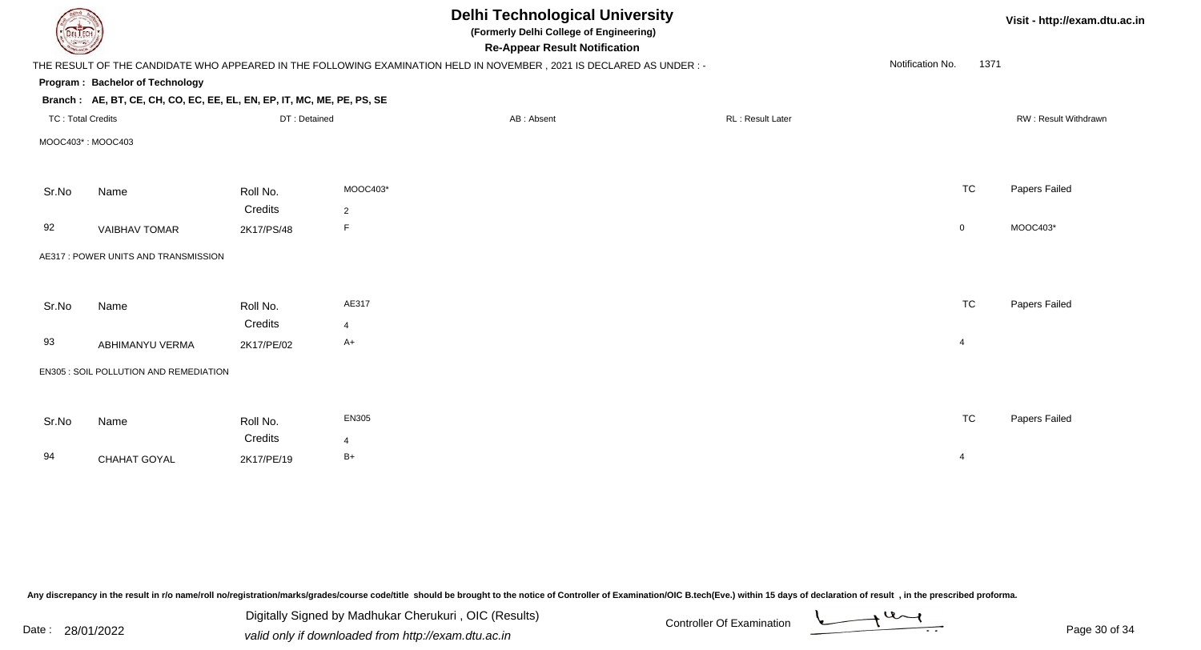# Delhi Technological University

**(Formerly Delhi College of Engineering)**

**Re-Appear Result Notification**

THE RESULT OF THE CANDIDATE WHO APPEARED IN THE FOLLOWING EXAMINATION HELD IN NOVEMBER , 2021 IS DECLARED AS UNDER : -

Notification No. 1371

**Program : Bachelor of Technology**

**Branch : AE, BT, CE, CH, CO, EC, EE, EL, EN, EP, IT, MC, ME, PE, PS, SE**

TC : Total Credits | DT : Detained | AB : Absent | RL : Result Later | RW : Result Withdrawn

MOOC403* : MOOC403

| Sr.No | Name | Roll No. | MOOC403* | TC | Papers Failed |
|---|---|---|---|---|---|
| | | Credits | 2 | | |
| 92 | VAIBHAV TOMAR | 2K17/PS/48 | F | 0 | MOOC403* |

AE317 : POWER UNITS AND TRANSMISSION

| Sr.No | Name | Roll No. | AE317 | TC | Papers Failed |
|---|---|---|---|---|---|
| | | Credits | 4 | | |
| 93 | ABHIMANYU VERMA | 2K17/PE/02 | A+ | 4 | |

EN305 : SOIL POLLUTION AND REMEDIATION

| Sr.No | Name | Roll No. | EN305 | TC | Papers Failed |
|---|---|---|---|---|---|
| | | Credits | 4 | | |
| 94 | CHAHAT GOYAL | 2K17/PE/19 | B+ | 4 | |

Any discrepancy in the result in r/o name/roll no/registration/marks/grades/course code/title should be brought to the notice of Controller of Examination/OIC B.tech(Eve.) within 15 days of declaration of result , in the prescribed proforma.

Date : 28/01/2022

Digitally Signed by Madhukar Cherukuri , OIC (Results)
valid only if downloaded from http://exam.dtu.ac.in

Controller Of Examination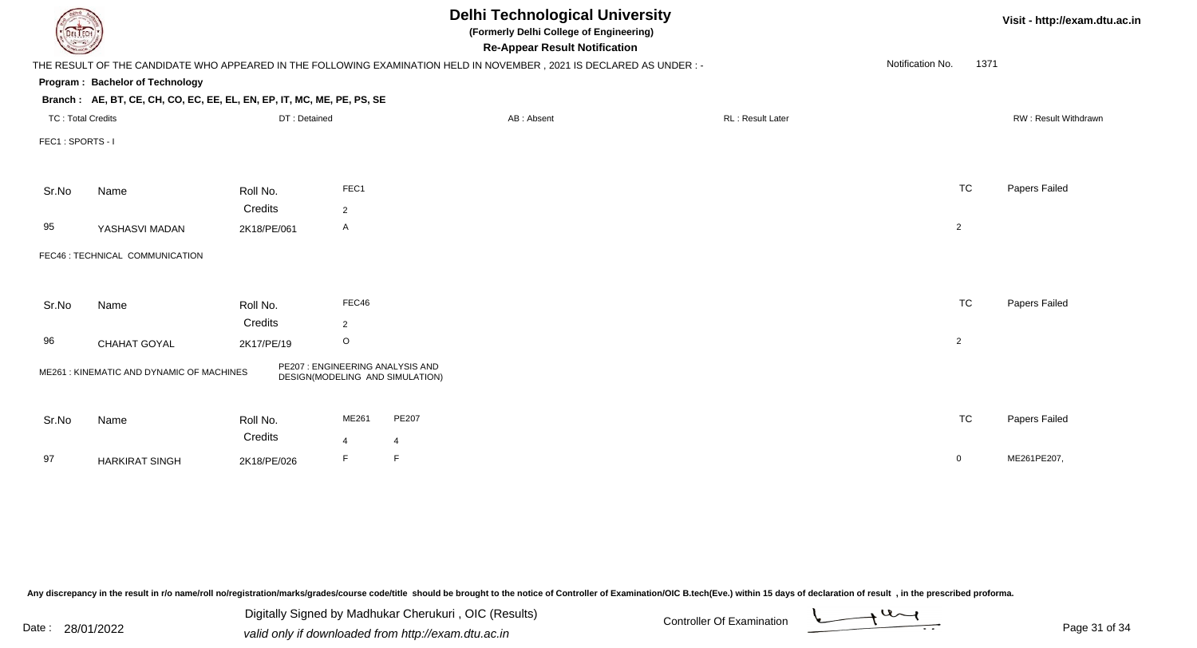# Delhi Technological University

**(Formerly Delhi College of Engineering)**

**Re-Appear Result Notification**

Visit - http://exam.dtu.ac.in

THE RESULT OF THE CANDIDATE WHO APPEARED IN THE FOLLOWING EXAMINATION HELD IN NOVEMBER , 2021 IS DECLARED AS UNDER : -

Notification No. 1371

**Program : Bachelor of Technology**

**Branch : AE, BT, CE, CH, CO, EC, EE, EL, EN, EP, IT, MC, ME, PE, PS, SE**

TC : Total Credits | DT : Detained | AB : Absent | RL : Result Later | RW : Result Withdrawn

FEC1 : SPORTS - I

| Sr.No | Name | Roll No. | FEC1 | TC | Papers Failed |
|---|---|---|---|---|---|
| | | Credits | 2 | | |
| 95 | YASHASVI MADAN | 2K18/PE/061 | A | 2 | |

FEC46 : TECHNICAL COMMUNICATION

| Sr.No | Name | Roll No. | FEC46 | TC | Papers Failed |
|---|---|---|---|---|---|
| | | Credits | 2 | | |
| 96 | CHAHAT GOYAL | 2K17/PE/19 | O | 2 | |

ME261 : KINEMATIC AND DYNAMIC OF MACHINES

PE207 : ENGINEERING ANALYSIS AND DESIGN(MODELING AND SIMULATION)

| Sr.No | Name | Roll No. | ME261 | PE207 | TC | Papers Failed |
|---|---|---|---|---|---|---|
| | | Credits | 4 | 4 | | |
| 97 | HARKIRAT SINGH | 2K18/PE/026 | F | F | 0 | ME261PE207, |

Any discrepancy in the result in r/o name/roll no/registration/marks/grades/course code/title should be brought to the notice of Controller of Examination/OIC B.tech(Eve.) within 15 days of declaration of result , in the prescribed proforma.

Date : 28/01/2022

Digitally Signed by Madhukar Cherukuri , OIC (Results)
valid only if downloaded from http://exam.dtu.ac.in

Controller Of Examination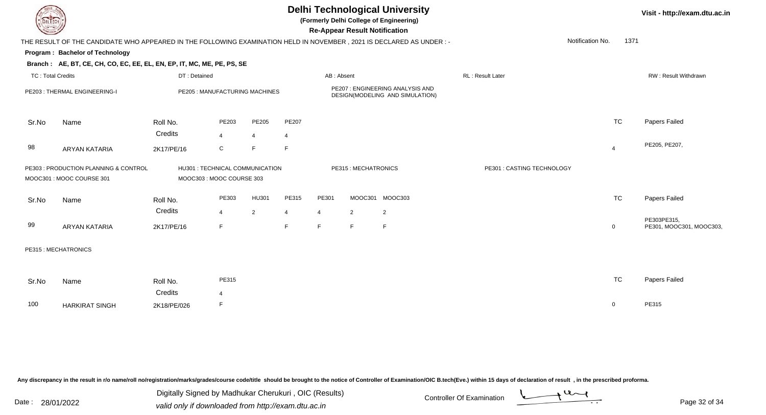# Delhi Technological University

**(Formerly Delhi College of Engineering)**

**Re-Appear Result Notification**

Visit - http://exam.dtu.ac.in

THE RESULT OF THE CANDIDATE WHO APPEARED IN THE FOLLOWING EXAMINATION HELD IN NOVEMBER , 2021 IS DECLARED AS UNDER : -

Notification No. 1371

**Program : Bachelor of Technology**

**Branch : AE, BT, CE, CH, CO, EC, EE, EL, EN, EP, IT, MC, ME, PE, PS, SE**

TC : Total Credits | DT : Detained | AB : Absent | RL : Result Later | RW : Result Withdrawn

PE203 : THERMAL ENGINEERING-I | PE205 : MANUFACTURING MACHINES | PE207 : ENGINEERING ANALYSIS AND DESIGN(MODELING AND SIMULATION)

| Sr.No | Name | Roll No. | PE203 | PE205 | PE207 | TC | Papers Failed |
|---|---|---|---|---|---|---|---|
| | | Credits | 4 | 4 | 4 | | |
| 98 | ARYAN KATARIA | 2K17/PE/16 | C | F | F | 4 | PE205, PE207, |

PE303 : PRODUCTION PLANNING & CONTROL | HU301 : TECHNICAL COMMUNICATION | PE315 : MECHATRONICS | PE301 : CASTING TECHNOLOGY | MOOC301 : MOOC COURSE 301 | MOOC303 : MOOC COURSE 303

| Sr.No | Name | Roll No. | PE303 | HU301 | PE315 | PE301 | MOOC301 | MOOC303 | TC | Papers Failed |
|---|---|---|---|---|---|---|---|---|---|---|
| | | Credits | 4 | 2 | 4 | 4 | 2 | 2 | | |
| 99 | ARYAN KATARIA | 2K17/PE/16 | F | | F | F | F | F | 0 | PE303PE315, PE301, MOOC301, MOOC303, |

PE315 : MECHATRONICS

| Sr.No | Name | Roll No. | PE315 | TC | Papers Failed |
|---|---|---|---|---|---|
| | | Credits | 4 | | |
| 100 | HARKIRAT SINGH | 2K18/PE/026 | F | 0 | PE315 |

Any discrepancy in the result in r/o name/roll no/registration/marks/grades/course code/title should be brought to the notice of Controller of Examination/OIC B.tech(Eve.) within 15 days of declaration of result , in the prescribed proforma.

Date : 28/01/2022

Digitally Signed by Madhukar Cherukuri , OIC (Results)
valid only if downloaded from http://exam.dtu.ac.in

Controller Of Examination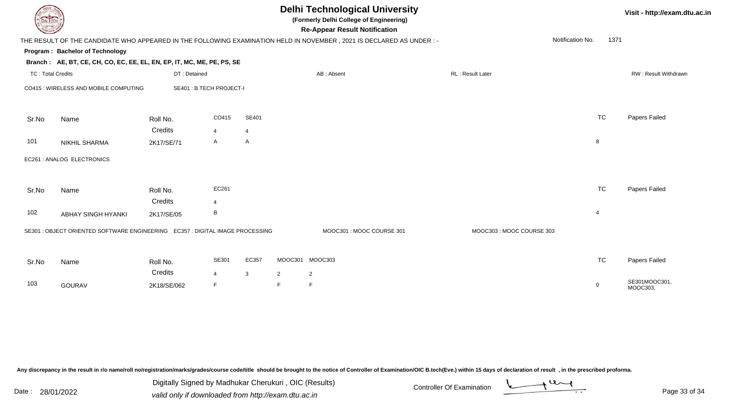# Delhi Technological University

**(Formerly Delhi College of Engineering)**

**Re-Appear Result Notification**

Visit - http://exam.dtu.ac.in

THE RESULT OF THE CANDIDATE WHO APPEARED IN THE FOLLOWING EXAMINATION HELD IN NOVEMBER , 2021 IS DECLARED AS UNDER : -

Notification No. 1371

**Program : Bachelor of Technology**

**Branch : AE, BT, CE, CH, CO, EC, EE, EL, EN, EP, IT, MC, ME, PE, PS, SE**

TC : Total Credits | DT : Detained | AB : Absent | RL : Result Later | RW : Result Withdrawn

CO415 : WIRELESS AND MOBILE COMPUTING | SE401 : B.TECH PROJECT-I

| Sr.No | Name | Roll No. | CO415 | SE401 | TC | Papers Failed |
|---|---|---|---|---|---|---|
| | | Credits | 4 | 4 | | |
| 101 | NIKHIL SHARMA | 2K17/SE/71 | A | A | 8 | |

EC261 : ANALOG ELECTRONICS

| Sr.No | Name | Roll No. | EC261 | TC | Papers Failed |
|---|---|---|---|---|---|
| | | Credits | 4 | | |
| 102 | ABHAY SINGH HYANKI | 2K17/SE/05 | B | 4 | |

SE301 : OBJECT ORIENTED SOFTWARE ENGINEERING | EC357 : DIGITAL IMAGE PROCESSING | MOOC301 : MOOC COURSE 301 | MOOC303 : MOOC COURSE 303

| Sr.No | Name | Roll No. | SE301 | EC357 | MOOC301 | MOOC303 | TC | Papers Failed |
|---|---|---|---|---|---|---|---|---|
| | | Credits | 4 | 3 | 2 | 2 | | |
| 103 | GOURAV | 2K18/SE/062 | F | | F | F | 0 | SE301MOOC301, MOOC303, |

Any discrepancy in the result in r/o name/roll no/registration/marks/grades/course code/title should be brought to the notice of Controller of Examination/OIC B.tech(Eve.) within 15 days of declaration of result , in the prescribed proforma.

Date : 28/01/2022

Digitally Signed by Madhukar Cherukuri , OIC (Results)
valid only if downloaded from http://exam.dtu.ac.in

Controller Of Examination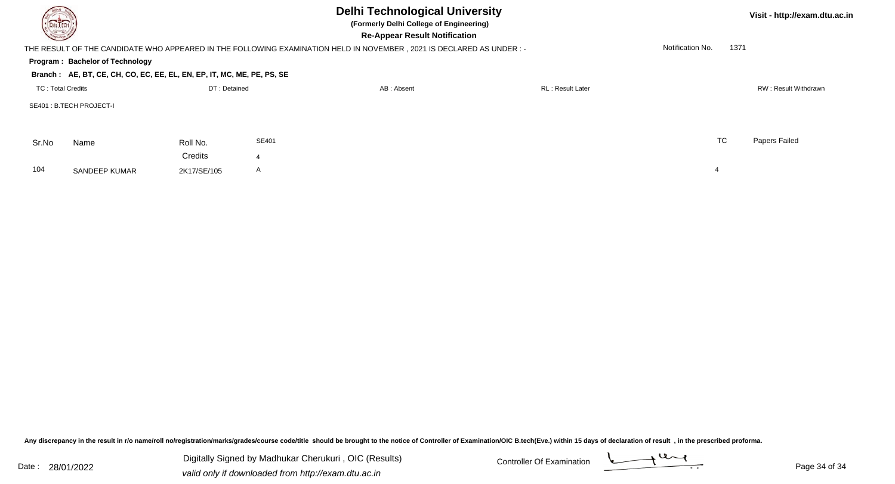# Delhi Technological University

**(Formerly Delhi College of Engineering)**

**Re-Appear Result Notification**

Visit - http://exam.dtu.ac.in

THE RESULT OF THE CANDIDATE WHO APPEARED IN THE FOLLOWING EXAMINATION HELD IN NOVEMBER , 2021 IS DECLARED AS UNDER : -

Notification No. 1371

**Program : Bachelor of Technology**

**Branch : AE, BT, CE, CH, CO, EC, EE, EL, EN, EP, IT, MC, ME, PE, PS, SE**

TC : Total Credits | DT : Detained | AB : Absent | RL : Result Later | RW : Result Withdrawn

SE401 : B.TECH PROJECT-I

| Sr.No | Name | Roll No. | SE401 | TC | Papers Failed |
|---|---|---|---|---|---|
| | | Credits | 4 | | |
| 104 | SANDEEP KUMAR | 2K17/SE/105 | A | 4 | |

Any discrepancy in the result in r/o name/roll no/registration/marks/grades/course code/title should be brought to the notice of Controller of Examination/OIC B.tech(Eve.) within 15 days of declaration of result , in the prescribed proforma.

Date : 28/01/2022

Digitally Signed by Madhukar Cherukuri , OIC (Results)

valid only if downloaded from http://exam.dtu.ac.in

Controller Of Examination